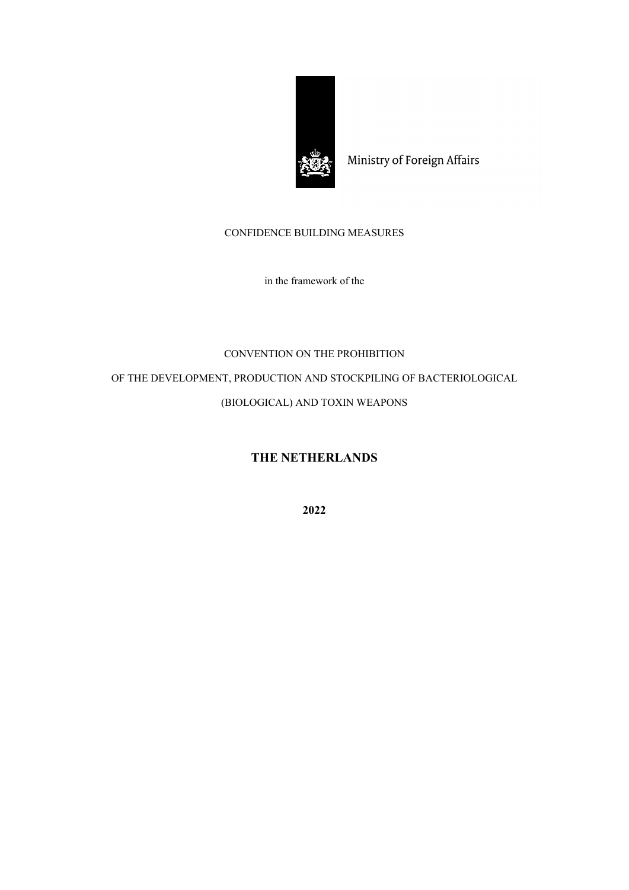Ministry of Foreign Affairs

CONFIDENCE BUILDING MEASURES

in the framework of the

CONVENTION ON THE PROHIBITION

OF THE DEVELOPMENT, PRODUCTION AND STOCKPILING OF BACTERIOLOGICAL

(BIOLOGICAL) AND TOXIN WEAPONS

# THE NETHERLANDS

**2022**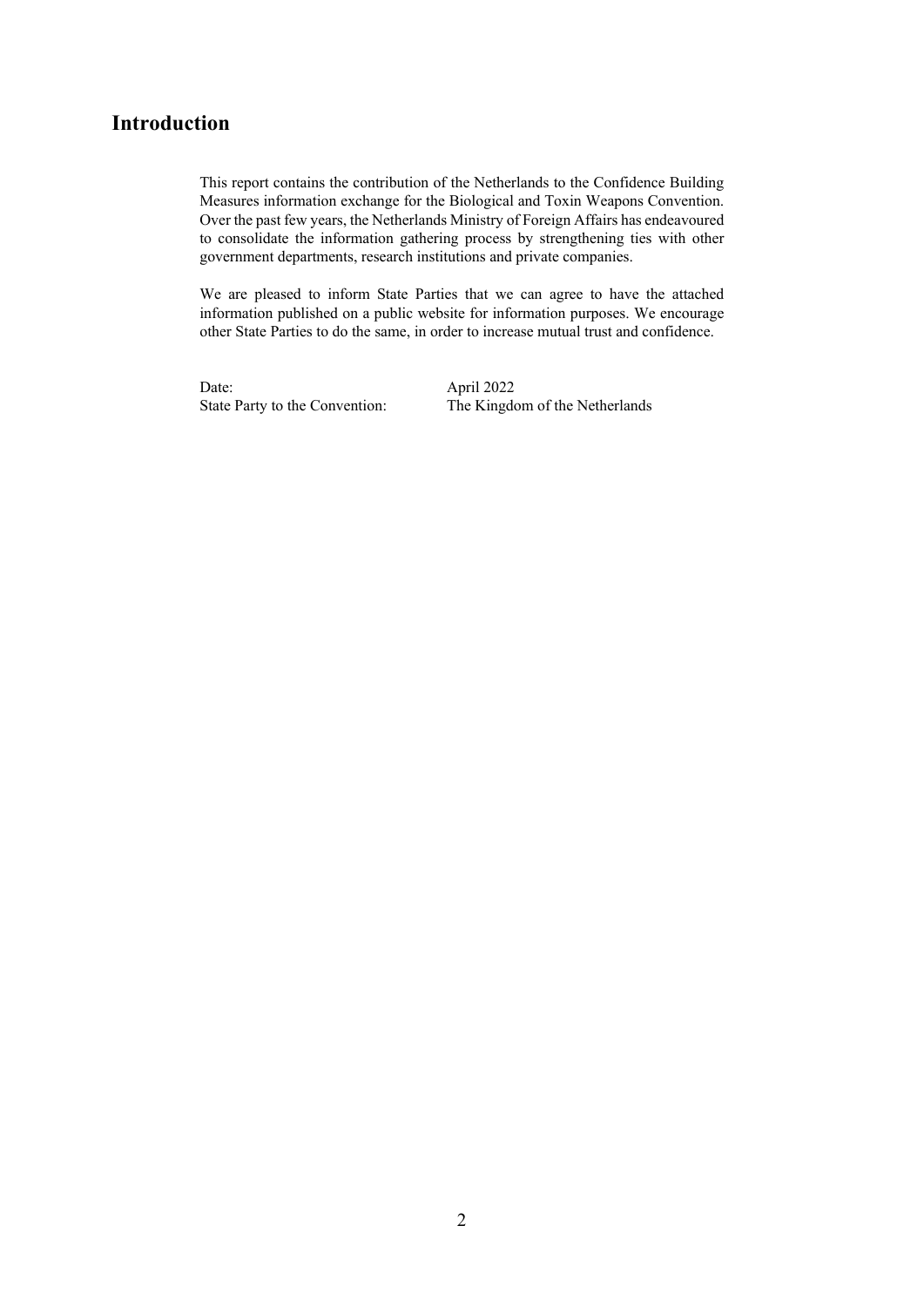# Introduction

This report contains the contribution of the Netherlands to the Confidence Building Measures information exchange for the Biological and Toxin Weapons Convention. Over the past few years, the Netherlands Ministry of Foreign Affairs has endeavoured to consolidate the information gathering process by strengthening ties with other government departments, research institutions and private companies.

We are pleased to inform State Parties that we can agree to have the attached information published on a public website for information purposes. We encourage other State Parties to do the same, in order to increase mutual trust and confidence.

| | |
|---|---|
| Date: | April 2022 |
| State Party to the Convention: | The Kingdom of the Netherlands |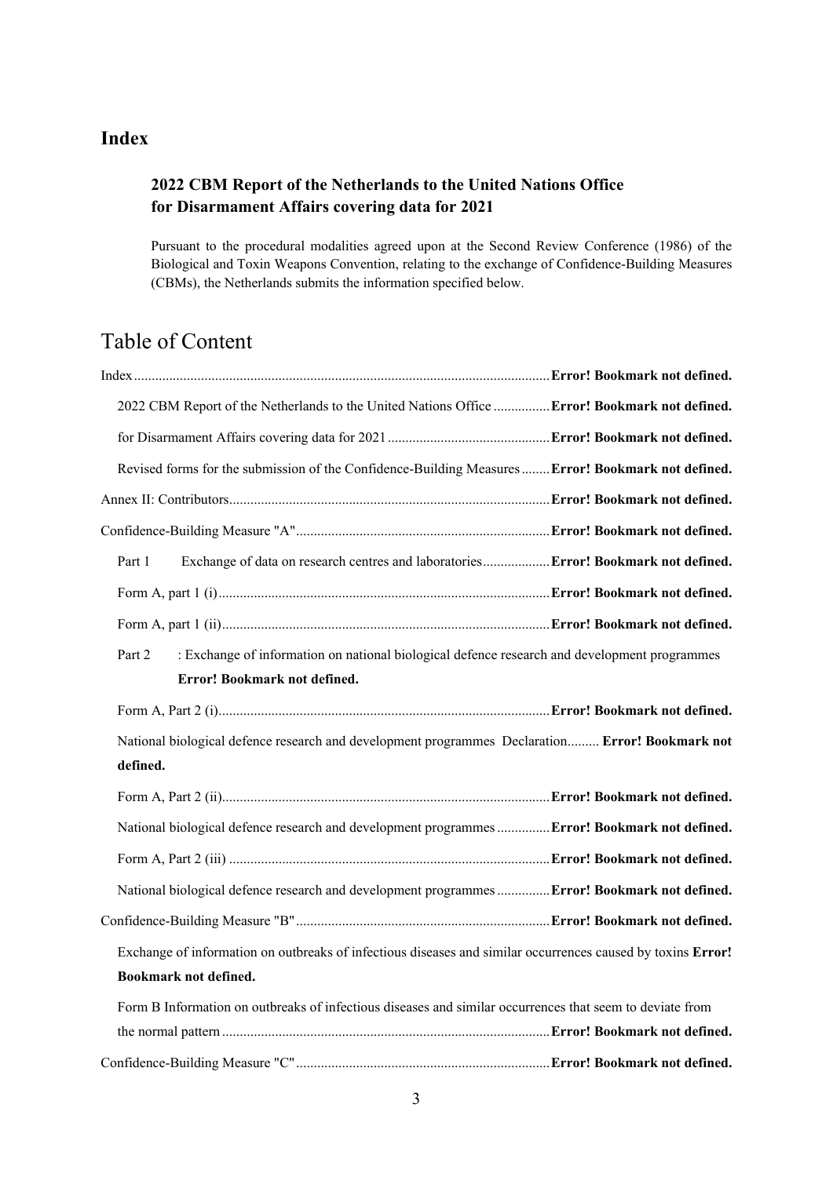# Index

### 2022 CBM Report of the Netherlands to the United Nations Office for Disarmament Affairs covering data for 2021

Pursuant to the procedural modalities agreed upon at the Second Review Conference (1986) of the Biological and Toxin Weapons Convention, relating to the exchange of Confidence-Building Measures (CBMs), the Netherlands submits the information specified below.

## Table of Content

Index .......... **Error! Bookmark not defined.**

2022 CBM Report of the Netherlands to the United Nations Office .......... **Error! Bookmark not defined.**

for Disarmament Affairs covering data for 2021 .......... **Error! Bookmark not defined.**

Revised forms for the submission of the Confidence-Building Measures .......... **Error! Bookmark not defined.**

Annex II: Contributors .......... **Error! Bookmark not defined.**

Confidence-Building Measure "A" .......... **Error! Bookmark not defined.**

Part 1 Exchange of data on research centres and laboratories .......... **Error! Bookmark not defined.**

Form A, part 1 (i) .......... **Error! Bookmark not defined.**

Form A, part 1 (ii) .......... **Error! Bookmark not defined.**

Part 2 : Exchange of information on national biological defence research and development programmes **Error! Bookmark not defined.**

Form A, Part 2 (i) .......... **Error! Bookmark not defined.**

National biological defence research and development programmes Declaration .......... **Error! Bookmark not defined.**

Form A, Part 2 (ii) .......... **Error! Bookmark not defined.**

National biological defence research and development programmes .......... **Error! Bookmark not defined.**

Form A, Part 2 (iii) .......... **Error! Bookmark not defined.**

National biological defence research and development programmes .......... **Error! Bookmark not defined.**

Confidence-Building Measure "B" .......... **Error! Bookmark not defined.**

Exchange of information on outbreaks of infectious diseases and similar occurrences caused by toxins **Error! Bookmark not defined.**

Form B Information on outbreaks of infectious diseases and similar occurrences that seem to deviate from the normal pattern .......... **Error! Bookmark not defined.**

Confidence-Building Measure "C" .......... **Error! Bookmark not defined.**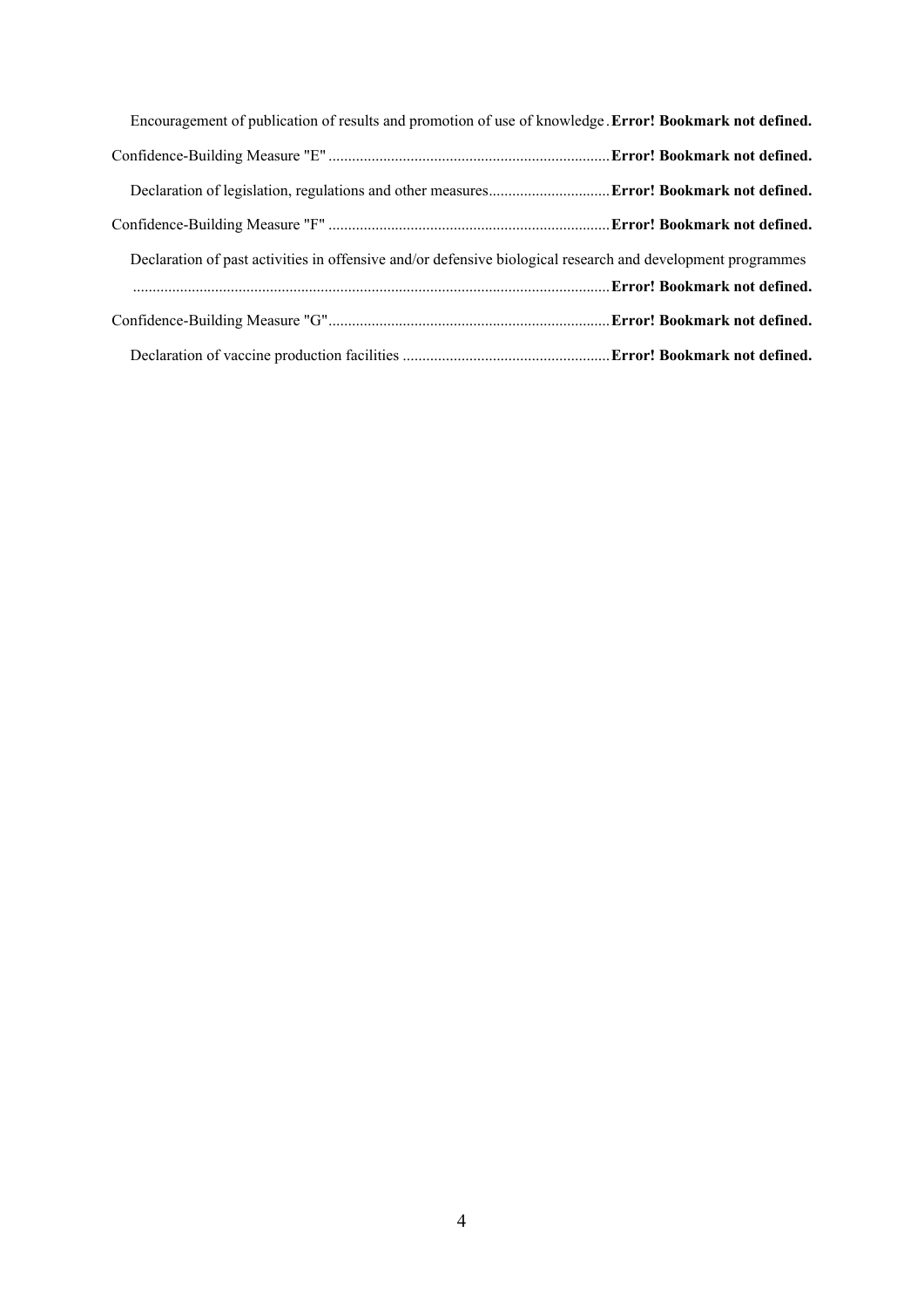Encouragement of publication of results and promotion of use of knowledge . **Error! Bookmark not defined.**

Confidence-Building Measure "E" ........................................................................ **Error! Bookmark not defined.**

Declaration of legislation, regulations and other measures ............................... **Error! Bookmark not defined.**

Confidence-Building Measure "F" ........................................................................ **Error! Bookmark not defined.**

Declaration of past activities in offensive and/or defensive biological research and development programmes ........................................................................................................................... **Error! Bookmark not defined.**

Confidence-Building Measure "G" ........................................................................ **Error! Bookmark not defined.**

Declaration of vaccine production facilities ..................................................... **Error! Bookmark not defined.**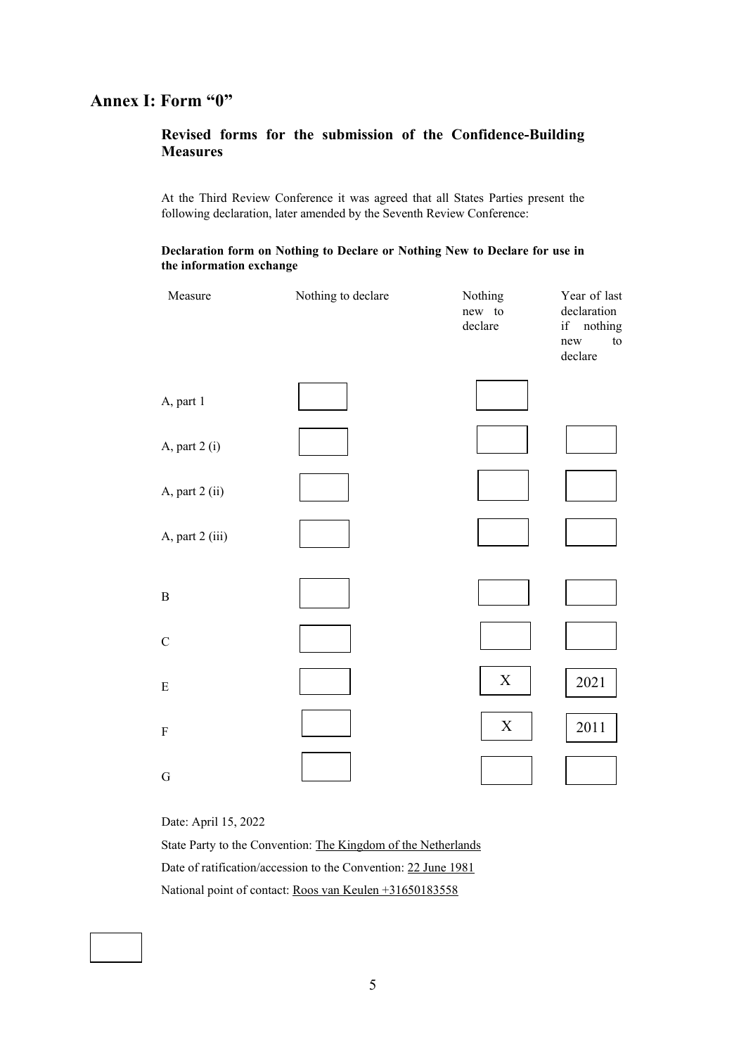# Annex I: Form "0"

## Revised forms for the submission of the Confidence-Building Measures

At the Third Review Conference it was agreed that all States Parties present the following declaration, later amended by the Seventh Review Conference:

**Declaration form on Nothing to Declare or Nothing New to Declare for use in the information exchange**

| Measure | Nothing to declare | Nothing new to declare | Year of last declaration if nothing new to declare |
|---|---|---|---|
| A, part 1 | | | |
| A, part 2 (i) | | | |
| A, part 2 (ii) | | | |
| A, part 2 (iii) | | | |
| B | | | |
| C | | | |
| E | | X | 2021 |
| F | | X | 2011 |
| G | | | |

Date: April 15, 2022

State Party to the Convention: The Kingdom of the Netherlands

Date of ratification/accession to the Convention: 22 June 1981

National point of contact: Roos van Keulen +31650183558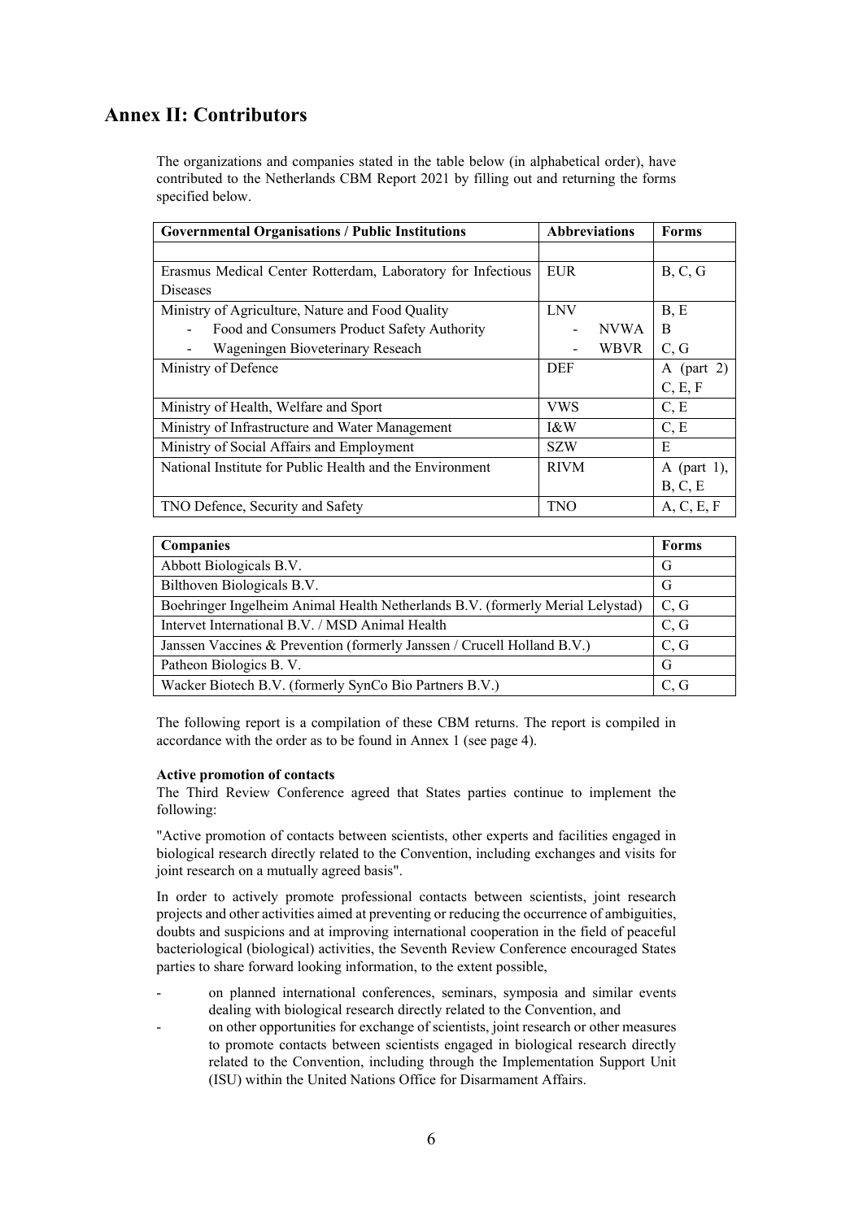## Annex II: Contributors

The organizations and companies stated in the table below (in alphabetical order), have contributed to the Netherlands CBM Report 2021 by filling out and returning the forms specified below.

| Governmental Organisations / Public Institutions | Abbreviations | Forms |
|---|---|---|
| | | |
| Erasmus Medical Center Rotterdam, Laboratory for Infectious Diseases | EUR | B, C, G |
| Ministry of Agriculture, Nature and Food Quality | LNV | B, E |
| - Food and Consumers Product Safety Authority | - NVWA | B |
| - Wageningen Bioveterinary Reseach | - WBVR | C, G |
| Ministry of Defence | DEF | A (part 2) C, E, F |
| Ministry of Health, Welfare and Sport | VWS | C, E |
| Ministry of Infrastructure and Water Management | I&W | C, E |
| Ministry of Social Affairs and Employment | SZW | E |
| National Institute for Public Health and the Environment | RIVM | A (part 1), B, C, E |
| TNO Defence, Security and Safety | TNO | A, C, E, F |

| Companies | Forms |
|---|---|
| Abbott Biologicals B.V. | G |
| Bilthoven Biologicals B.V. | G |
| Boehringer Ingelheim Animal Health Netherlands B.V. (formerly Merial Lelystad) | C, G |
| Intervet International B.V. / MSD Animal Health | C, G |
| Janssen Vaccines & Prevention (formerly Janssen / Crucell Holland B.V.) | C, G |
| Patheon Biologics B. V. | G |
| Wacker Biotech B.V. (formerly SynCo Bio Partners B.V.) | C, G |

The following report is a compilation of these CBM returns. The report is compiled in accordance with the order as to be found in Annex 1 (see page 4).

**Active promotion of contacts**

The Third Review Conference agreed that States parties continue to implement the following:

"Active promotion of contacts between scientists, other experts and facilities engaged in biological research directly related to the Convention, including exchanges and visits for joint research on a mutually agreed basis".

In order to actively promote professional contacts between scientists, joint research projects and other activities aimed at preventing or reducing the occurrence of ambiguities, doubts and suspicions and at improving international cooperation in the field of peaceful bacteriological (biological) activities, the Seventh Review Conference encouraged States parties to share forward looking information, to the extent possible,

- on planned international conferences, seminars, symposia and similar events dealing with biological research directly related to the Convention, and
- on other opportunities for exchange of scientists, joint research or other measures to promote contacts between scientists engaged in biological research directly related to the Convention, including through the Implementation Support Unit (ISU) within the United Nations Office for Disarmament Affairs.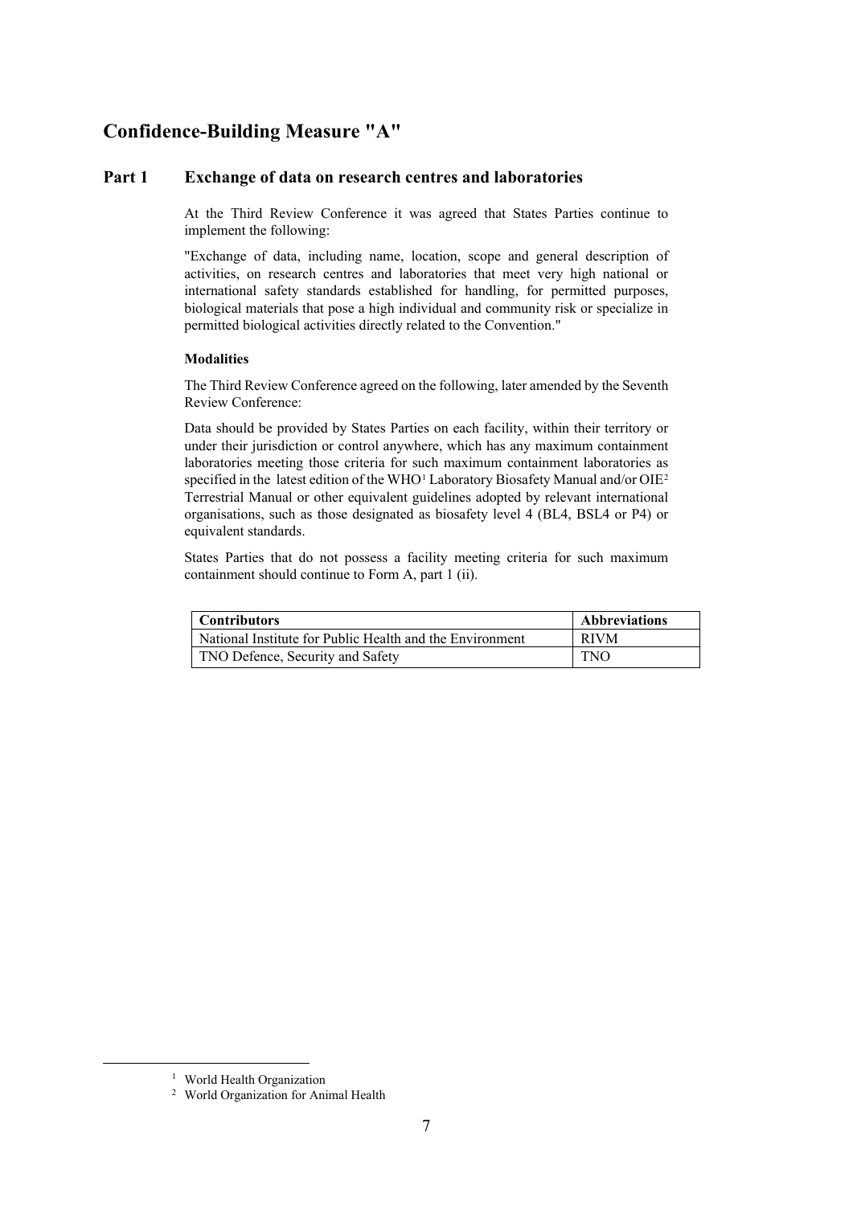## Confidence-Building Measure "A"

### Part 1 Exchange of data on research centres and laboratories

At the Third Review Conference it was agreed that States Parties continue to implement the following:

"Exchange of data, including name, location, scope and general description of activities, on research centres and laboratories that meet very high national or international safety standards established for handling, for permitted purposes, biological materials that pose a high individual and community risk or specialize in permitted biological activities directly related to the Convention."

**Modalities**

The Third Review Conference agreed on the following, later amended by the Seventh Review Conference:

Data should be provided by States Parties on each facility, within their territory or under their jurisdiction or control anywhere, which has any maximum containment laboratories meeting those criteria for such maximum containment laboratories as specified in the latest edition of the WHO[1] Laboratory Biosafety Manual and/or OIE[2] Terrestrial Manual or other equivalent guidelines adopted by relevant international organisations, such as those designated as biosafety level 4 (BL4, BSL4 or P4) or equivalent standards.

States Parties that do not possess a facility meeting criteria for such maximum containment should continue to Form A, part 1 (ii).

| Contributors | Abbreviations |
| --- | --- |
| National Institute for Public Health and the Environment | RIVM |
| TNO Defence, Security and Safety | TNO |

[1] World Health Organization

[2] World Organization for Animal Health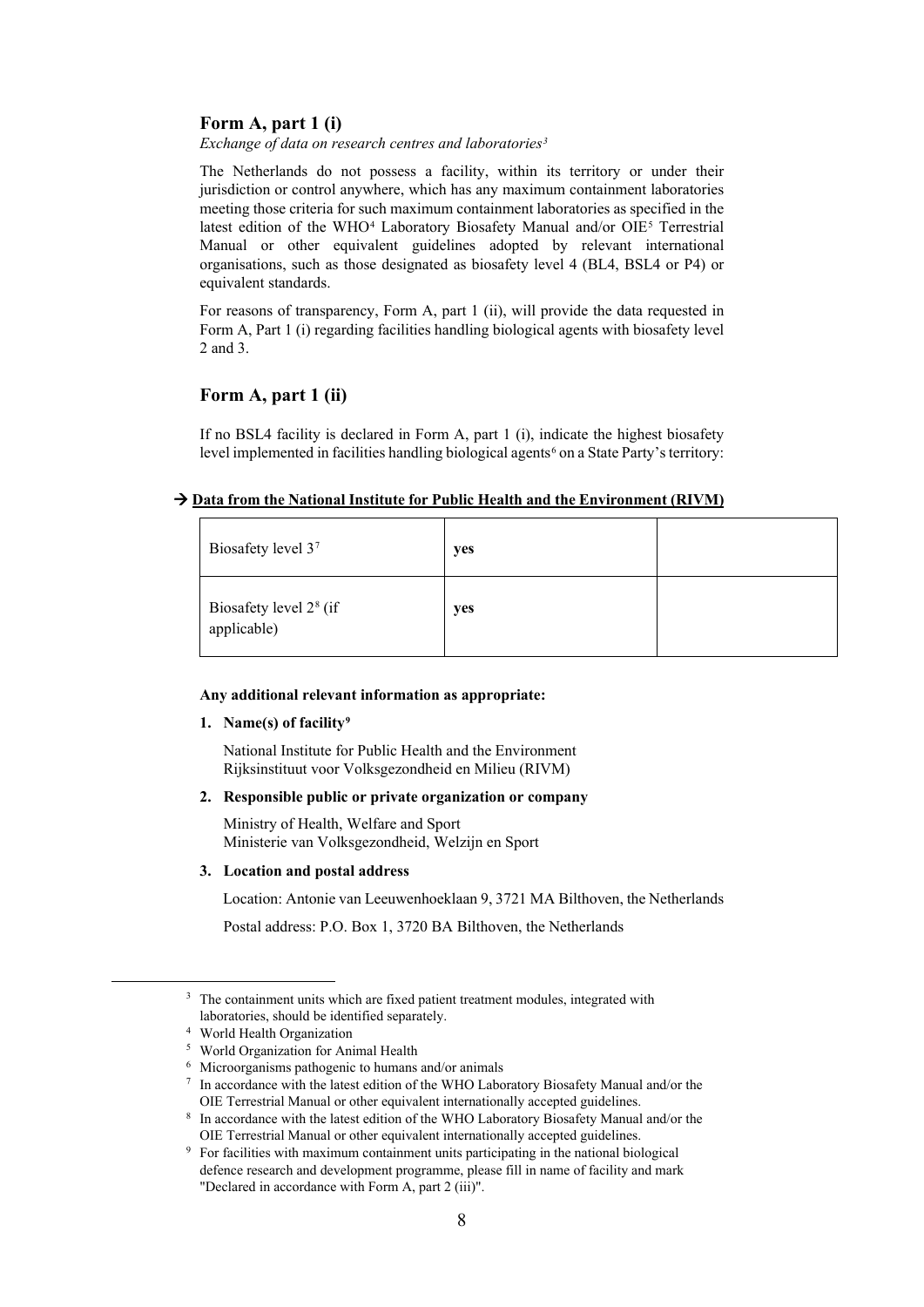## Form A, part 1 (i)

*Exchange of data on research centres and laboratories*[3]

The Netherlands do not possess a facility, within its territory or under their jurisdiction or control anywhere, which has any maximum containment laboratories meeting those criteria for such maximum containment laboratories as specified in the latest edition of the WHO[4] Laboratory Biosafety Manual and/or OIE[5] Terrestrial Manual or other equivalent guidelines adopted by relevant international organisations, such as those designated as biosafety level 4 (BL4, BSL4 or P4) or equivalent standards.

For reasons of transparency, Form A, part 1 (ii), will provide the data requested in Form A, Part 1 (i) regarding facilities handling biological agents with biosafety level 2 and 3.

## Form A, part 1 (ii)

If no BSL4 facility is declared in Form A, part 1 (i), indicate the highest biosafety level implemented in facilities handling biological agents[6] on a State Party's territory:

→ **Data from the National Institute for Public Health and the Environment (RIVM)**

| | | |
|---|---|---|
| Biosafety level 3[7] | **yes** | |
| Biosafety level 2[8] (if applicable) | **yes** | |

**Any additional relevant information as appropriate:**

1. **Name(s) of facility**[9]

   National Institute for Public Health and the Environment
   Rijksinstituut voor Volksgezondheid en Milieu (RIVM)

2. **Responsible public or private organization or company**

   Ministry of Health, Welfare and Sport
   Ministerie van Volksgezondheid, Welzijn en Sport

3. **Location and postal address**

   Location: Antonie van Leeuwenhoeklaan 9, 3721 MA Bilthoven, the Netherlands

   Postal address: P.O. Box 1, 3720 BA Bilthoven, the Netherlands

---

[3] The containment units which are fixed patient treatment modules, integrated with laboratories, should be identified separately.

[4] World Health Organization

[5] World Organization for Animal Health

[6] Microorganisms pathogenic to humans and/or animals

[7] In accordance with the latest edition of the WHO Laboratory Biosafety Manual and/or the OIE Terrestrial Manual or other equivalent internationally accepted guidelines.

[8] In accordance with the latest edition of the WHO Laboratory Biosafety Manual and/or the OIE Terrestrial Manual or other equivalent internationally accepted guidelines.

[9] For facilities with maximum containment units participating in the national biological defence research and development programme, please fill in name of facility and mark "Declared in accordance with Form A, part 2 (iii)".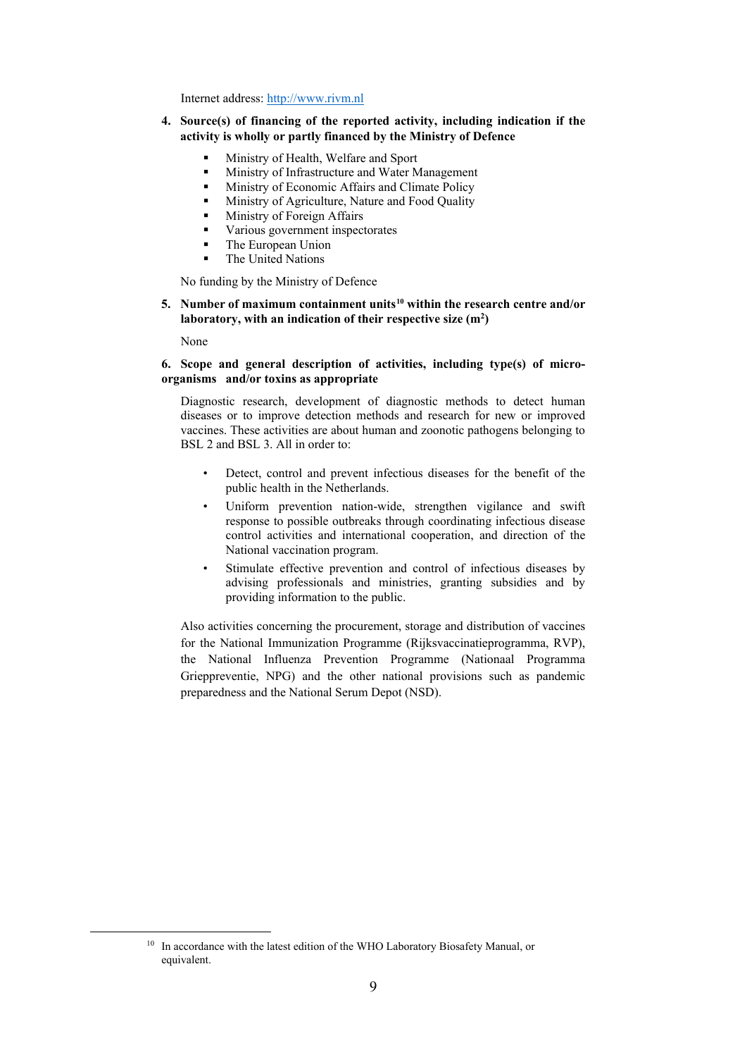Internet address: http://www.rivm.nl

**4. Source(s) of financing of the reported activity, including indication if the activity is wholly or partly financed by the Ministry of Defence**

- Ministry of Health, Welfare and Sport
- Ministry of Infrastructure and Water Management
- Ministry of Economic Affairs and Climate Policy
- Ministry of Agriculture, Nature and Food Quality
- Ministry of Foreign Affairs
- Various government inspectorates
- The European Union
- The United Nations

No funding by the Ministry of Defence

**5. Number of maximum containment units[10] within the research centre and/or laboratory, with an indication of their respective size ($m^2$)**

None

**6. Scope and general description of activities, including type(s) of micro-organisms and/or toxins as appropriate**

Diagnostic research, development of diagnostic methods to detect human diseases or to improve detection methods and research for new or improved vaccines. These activities are about human and zoonotic pathogens belonging to BSL 2 and BSL 3. All in order to:

- Detect, control and prevent infectious diseases for the benefit of the public health in the Netherlands.
- Uniform prevention nation-wide, strengthen vigilance and swift response to possible outbreaks through coordinating infectious disease control activities and international cooperation, and direction of the National vaccination program.
- Stimulate effective prevention and control of infectious diseases by advising professionals and ministries, granting subsidies and by providing information to the public.

Also activities concerning the procurement, storage and distribution of vaccines for the National Immunization Programme (Rijksvaccinatieprogramma, RVP), the National Influenza Prevention Programme (Nationaal Programma Griepppreventie, NPG) and the other national provisions such as pandemic preparedness and the National Serum Depot (NSD).

[10] In accordance with the latest edition of the WHO Laboratory Biosafety Manual, or equivalent.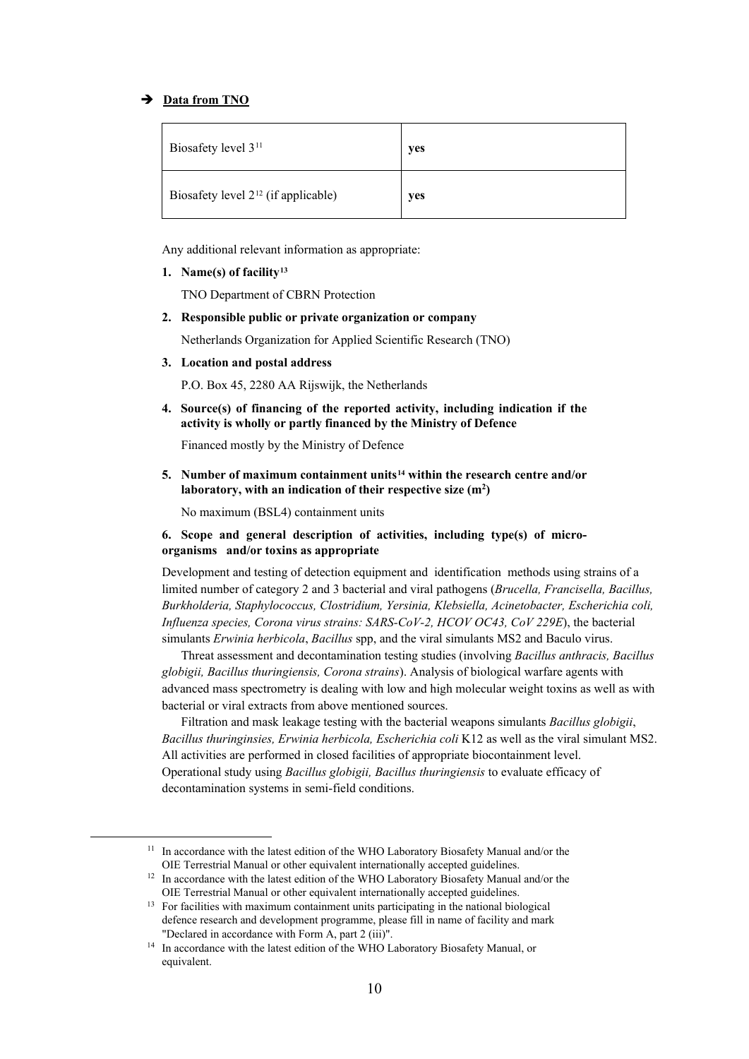➔ **Data from TNO**

| Biosafety level 3[11] | **yes** |
|---|---|
| Biosafety level 2[12] (if applicable) | **yes** |

Any additional relevant information as appropriate:

1. **Name(s) of facility[13]**

   TNO Department of CBRN Protection

2. **Responsible public or private organization or company**

   Netherlands Organization for Applied Scientific Research (TNO)

3. **Location and postal address**

   P.O. Box 45, 2280 AA Rijswijk, the Netherlands

4. **Source(s) of financing of the reported activity, including indication if the activity is wholly or partly financed by the Ministry of Defence**

   Financed mostly by the Ministry of Defence

5. **Number of maximum containment units[14] within the research centre and/or laboratory, with an indication of their respective size (m²)**

   No maximum (BSL4) containment units

**6. Scope and general description of activities, including type(s) of micro-organisms and/or toxins as appropriate**

Development and testing of detection equipment and identification methods using strains of a limited number of category 2 and 3 bacterial and viral pathogens (*Brucella, Francisella, Bacillus, Burkholderia, Staphylococcus, Clostridium, Yersinia, Klebsiella, Acinetobacter, Escherichia coli, Influenza species, Corona virus strains: SARS-CoV-2, HCOV OC43, CoV 229E*), the bacterial simulants *Erwinia herbicola*, *Bacillus* spp, and the viral simulants MS2 and Baculo virus.

Threat assessment and decontamination testing studies (involving *Bacillus anthracis, Bacillus globigii, Bacillus thuringiensis, Corona strains*). Analysis of biological warfare agents with advanced mass spectrometry is dealing with low and high molecular weight toxins as well as with bacterial or viral extracts from above mentioned sources.

Filtration and mask leakage testing with the bacterial weapons simulants *Bacillus globigii*, *Bacillus thuringinsies, Erwinia herbicola, Escherichia coli* K12 as well as the viral simulant MS2. All activities are performed in closed facilities of appropriate biocontainment level. Operational study using *Bacillus globigii, Bacillus thuringiensis* to evaluate efficacy of decontamination systems in semi-field conditions.

---

[11] In accordance with the latest edition of the WHO Laboratory Biosafety Manual and/or the OIE Terrestrial Manual or other equivalent internationally accepted guidelines.

[12] In accordance with the latest edition of the WHO Laboratory Biosafety Manual and/or the OIE Terrestrial Manual or other equivalent internationally accepted guidelines.

[13] For facilities with maximum containment units participating in the national biological defence research and development programme, please fill in name of facility and mark "Declared in accordance with Form A, part 2 (iii)".

[14] In accordance with the latest edition of the WHO Laboratory Biosafety Manual, or equivalent.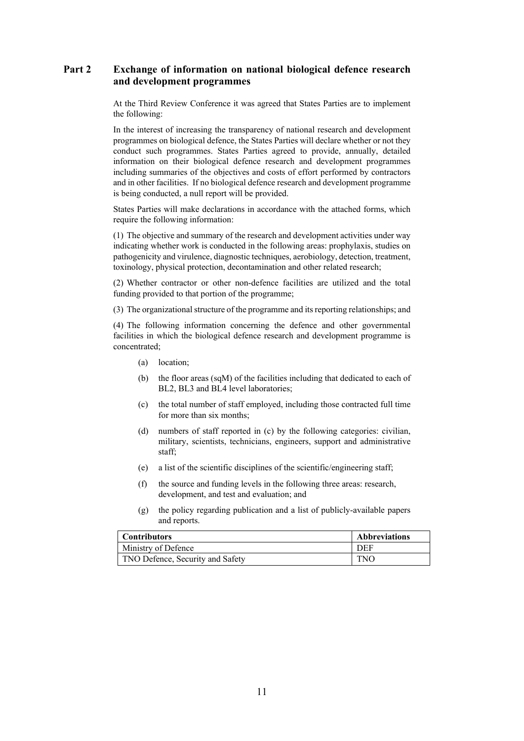## Part 2 Exchange of information on national biological defence research and development programmes

At the Third Review Conference it was agreed that States Parties are to implement the following:

In the interest of increasing the transparency of national research and development programmes on biological defence, the States Parties will declare whether or not they conduct such programmes. States Parties agreed to provide, annually, detailed information on their biological defence research and development programmes including summaries of the objectives and costs of effort performed by contractors and in other facilities. If no biological defence research and development programme is being conducted, a null report will be provided.

States Parties will make declarations in accordance with the attached forms, which require the following information:

(1) The objective and summary of the research and development activities under way indicating whether work is conducted in the following areas: prophylaxis, studies on pathogenicity and virulence, diagnostic techniques, aerobiology, detection, treatment, toxinology, physical protection, decontamination and other related research;

(2) Whether contractor or other non-defence facilities are utilized and the total funding provided to that portion of the programme;

(3) The organizational structure of the programme and its reporting relationships; and

(4) The following information concerning the defence and other governmental facilities in which the biological defence research and development programme is concentrated;

- (a) location;
- (b) the floor areas (sqM) of the facilities including that dedicated to each of BL2, BL3 and BL4 level laboratories;
- (c) the total number of staff employed, including those contracted full time for more than six months;
- (d) numbers of staff reported in (c) by the following categories: civilian, military, scientists, technicians, engineers, support and administrative staff;
- (e) a list of the scientific disciplines of the scientific/engineering staff;
- (f) the source and funding levels in the following three areas: research, development, and test and evaluation; and
- (g) the policy regarding publication and a list of publicly-available papers and reports.

| Contributors | Abbreviations |
| --- | --- |
| Ministry of Defence | DEF |
| TNO Defence, Security and Safety | TNO |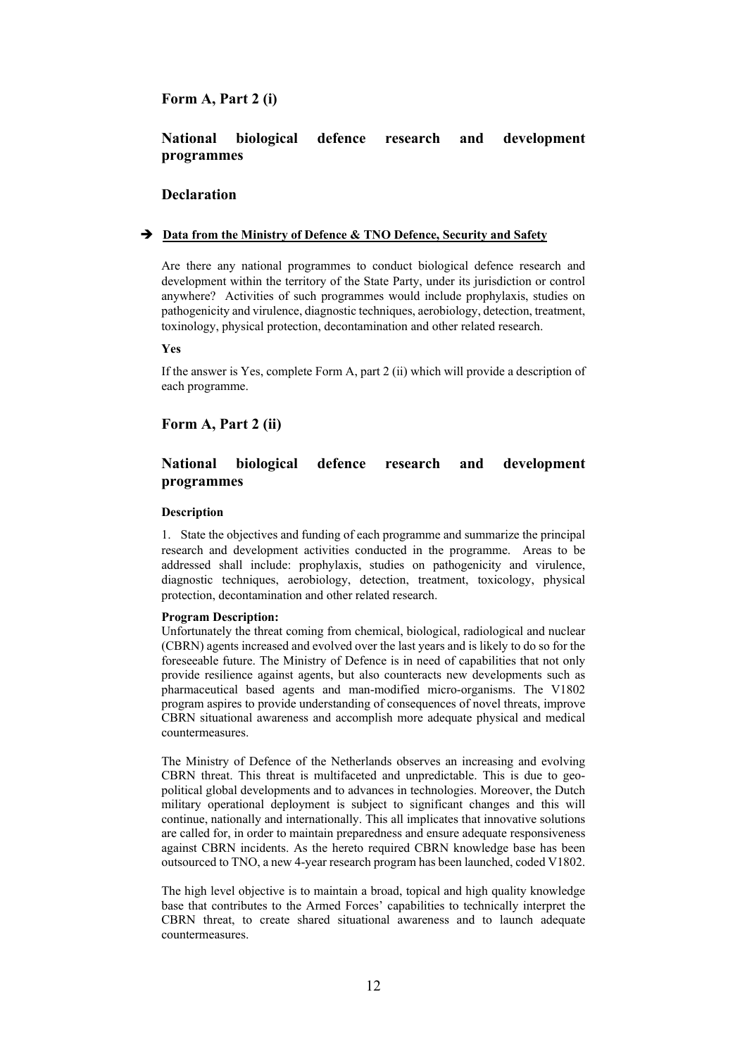## Form A, Part 2 (i)

## National biological defence research and development programmes

## Declaration

➔ **Data from the Ministry of Defence & TNO Defence, Security and Safety**

Are there any national programmes to conduct biological defence research and development within the territory of the State Party, under its jurisdiction or control anywhere? Activities of such programmes would include prophylaxis, studies on pathogenicity and virulence, diagnostic techniques, aerobiology, detection, treatment, toxinology, physical protection, decontamination and other related research.

**Yes**

If the answer is Yes, complete Form A, part 2 (ii) which will provide a description of each programme.

## Form A, Part 2 (ii)

## National biological defence research and development programmes

### Description

1. State the objectives and funding of each programme and summarize the principal research and development activities conducted in the programme. Areas to be addressed shall include: prophylaxis, studies on pathogenicity and virulence, diagnostic techniques, aerobiology, detection, treatment, toxicology, physical protection, decontamination and other related research.

**Program Description:**

Unfortunately the threat coming from chemical, biological, radiological and nuclear (CBRN) agents increased and evolved over the last years and is likely to do so for the foreseeable future. The Ministry of Defence is in need of capabilities that not only provide resilience against agents, but also counteracts new developments such as pharmaceutical based agents and man-modified micro-organisms. The V1802 program aspires to provide understanding of consequences of novel threats, improve CBRN situational awareness and accomplish more adequate physical and medical countermeasures.

The Ministry of Defence of the Netherlands observes an increasing and evolving CBRN threat. This threat is multifaceted and unpredictable. This is due to geo-political global developments and to advances in technologies. Moreover, the Dutch military operational deployment is subject to significant changes and this will continue, nationally and internationally. This all implicates that innovative solutions are called for, in order to maintain preparedness and ensure adequate responsiveness against CBRN incidents. As the hereto required CBRN knowledge base has been outsourced to TNO, a new 4-year research program has been launched, coded V1802.

The high level objective is to maintain a broad, topical and high quality knowledge base that contributes to the Armed Forces' capabilities to technically interpret the CBRN threat, to create shared situational awareness and to launch adequate countermeasures.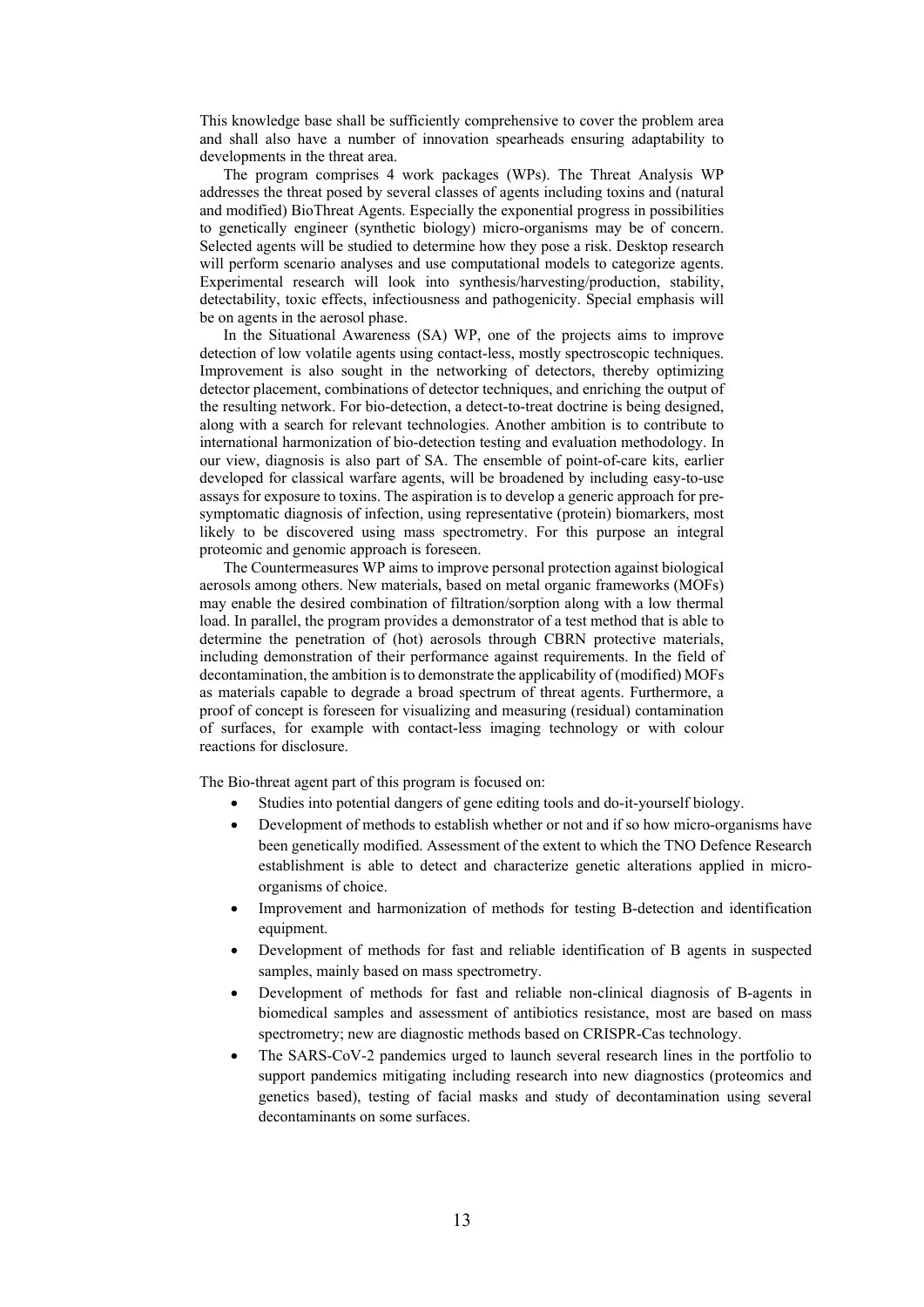This knowledge base shall be sufficiently comprehensive to cover the problem area and shall also have a number of innovation spearheads ensuring adaptability to developments in the threat area.

The program comprises 4 work packages (WPs). The Threat Analysis WP addresses the threat posed by several classes of agents including toxins and (natural and modified) BioThreat Agents. Especially the exponential progress in possibilities to genetically engineer (synthetic biology) micro-organisms may be of concern. Selected agents will be studied to determine how they pose a risk. Desktop research will perform scenario analyses and use computational models to categorize agents. Experimental research will look into synthesis/harvesting/production, stability, detectability, toxic effects, infectiousness and pathogenicity. Special emphasis will be on agents in the aerosol phase.

In the Situational Awareness (SA) WP, one of the projects aims to improve detection of low volatile agents using contact-less, mostly spectroscopic techniques. Improvement is also sought in the networking of detectors, thereby optimizing detector placement, combinations of detector techniques, and enriching the output of the resulting network. For bio-detection, a detect-to-treat doctrine is being designed, along with a search for relevant technologies. Another ambition is to contribute to international harmonization of bio-detection testing and evaluation methodology. In our view, diagnosis is also part of SA. The ensemble of point-of-care kits, earlier developed for classical warfare agents, will be broadened by including easy-to-use assays for exposure to toxins. The aspiration is to develop a generic approach for pre-symptomatic diagnosis of infection, using representative (protein) biomarkers, most likely to be discovered using mass spectrometry. For this purpose an integral proteomic and genomic approach is foreseen.

The Countermeasures WP aims to improve personal protection against biological aerosols among others. New materials, based on metal organic frameworks (MOFs) may enable the desired combination of filtration/sorption along with a low thermal load. In parallel, the program provides a demonstrator of a test method that is able to determine the penetration of (hot) aerosols through CBRN protective materials, including demonstration of their performance against requirements. In the field of decontamination, the ambition is to demonstrate the applicability of (modified) MOFs as materials capable to degrade a broad spectrum of threat agents. Furthermore, a proof of concept is foreseen for visualizing and measuring (residual) contamination of surfaces, for example with contact-less imaging technology or with colour reactions for disclosure.

The Bio-threat agent part of this program is focused on:

- Studies into potential dangers of gene editing tools and do-it-yourself biology.
- Development of methods to establish whether or not and if so how micro-organisms have been genetically modified. Assessment of the extent to which the TNO Defence Research establishment is able to detect and characterize genetic alterations applied in micro-organisms of choice.
- Improvement and harmonization of methods for testing B-detection and identification equipment.
- Development of methods for fast and reliable identification of B agents in suspected samples, mainly based on mass spectrometry.
- Development of methods for fast and reliable non-clinical diagnosis of B-agents in biomedical samples and assessment of antibiotics resistance, most are based on mass spectrometry; new are diagnostic methods based on CRISPR-Cas technology.
- The SARS-CoV-2 pandemics urged to launch several research lines in the portfolio to support pandemics mitigating including research into new diagnostics (proteomics and genetics based), testing of facial masks and study of decontamination using several decontaminants on some surfaces.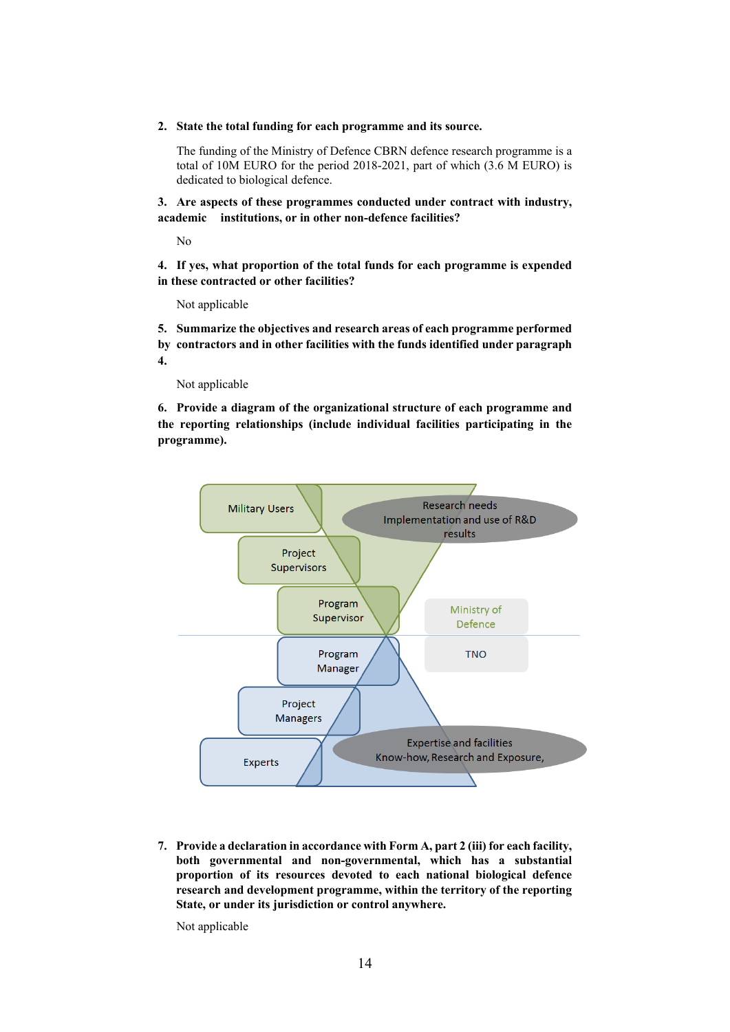**2. State the total funding for each programme and its source.**

The funding of the Ministry of Defence CBRN defence research programme is a total of 10M EURO for the period 2018-2021, part of which (3.6 M EURO) is dedicated to biological defence.

**3. Are aspects of these programmes conducted under contract with industry, academic institutions, or in other non-defence facilities?**

No

**4. If yes, what proportion of the total funds for each programme is expended in these contracted or other facilities?**

Not applicable

**5. Summarize the objectives and research areas of each programme performed by contractors and in other facilities with the funds identified under paragraph 4.**

Not applicable

**6. Provide a diagram of the organizational structure of each programme and the reporting relationships (include individual facilities participating in the programme).**

Military Users

Research needs
Implementation and use of R&D results

Project Supervisors

Program Supervisor

Ministry of Defence

Program Manager

TNO

Project Managers

Experts

Expertise and facilities
Know-how, Research and Exposure,

**7. Provide a declaration in accordance with Form A, part 2 (iii) for each facility, both governmental and non-governmental, which has a substantial proportion of its resources devoted to each national biological defence research and development programme, within the territory of the reporting State, or under its jurisdiction or control anywhere.**

Not applicable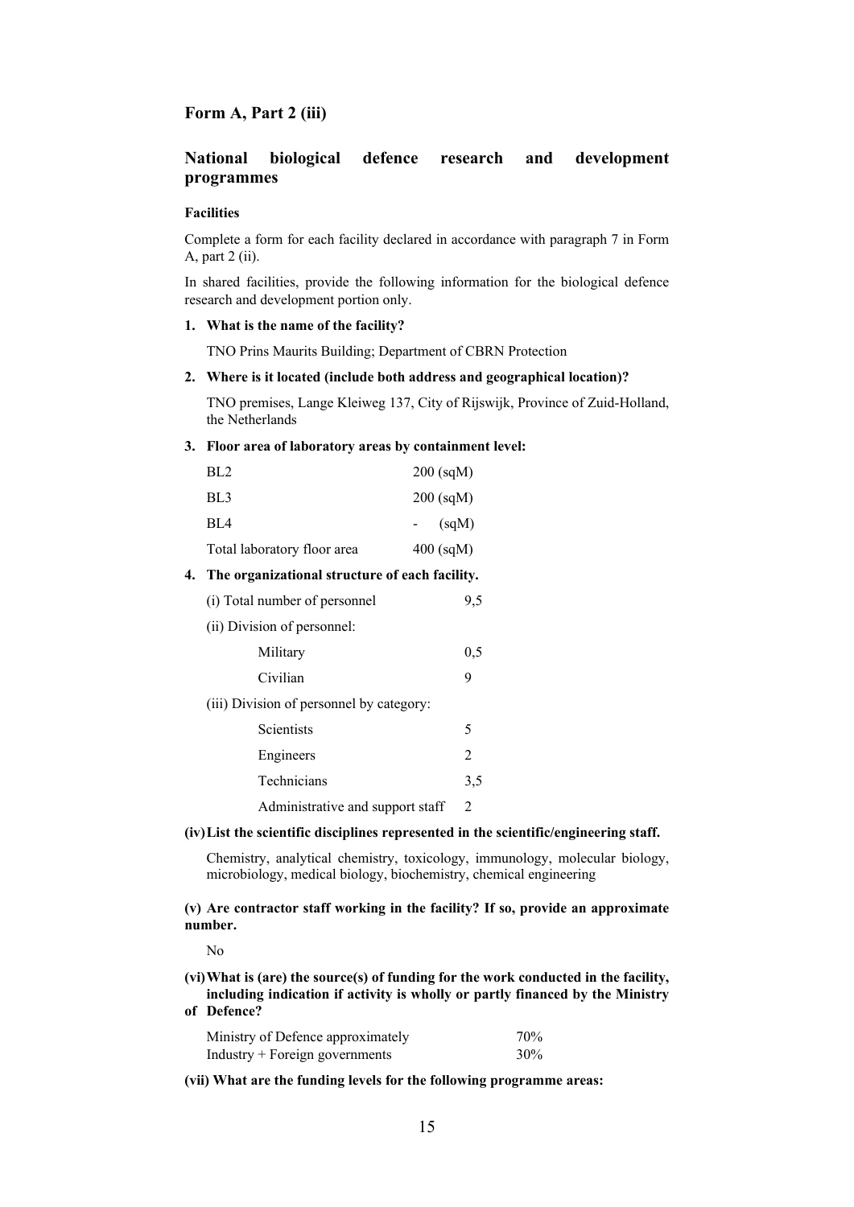## Form A, Part 2 (iii)

## National biological defence research and development programmes

### Facilities

Complete a form for each facility declared in accordance with paragraph 7 in Form A, part 2 (ii).

In shared facilities, provide the following information for the biological defence research and development portion only.

**1. What is the name of the facility?**

TNO Prins Maurits Building; Department of CBRN Protection

**2. Where is it located (include both address and geographical location)?**

TNO premises, Lange Kleiweg 137, City of Rijswijk, Province of Zuid-Holland, the Netherlands

**3. Floor area of laboratory areas by containment level:**

| | |
|---|---|
| BL2 | 200 (sqM) |
| BL3 | 200 (sqM) |
| BL4 | - (sqM) |
| Total laboratory floor area | 400 (sqM) |

**4. The organizational structure of each facility.**

(i) Total number of personnel 9,5

(ii) Division of personnel:

| | |
|---|---|
| Military | 0,5 |
| Civilian | 9 |

(iii) Division of personnel by category:

| | |
|---|---|
| Scientists | 5 |
| Engineers | 2 |
| Technicians | 3,5 |
| Administrative and support staff | 2 |

**(iv) List the scientific disciplines represented in the scientific/engineering staff.**

Chemistry, analytical chemistry, toxicology, immunology, molecular biology, microbiology, medical biology, biochemistry, chemical engineering

**(v) Are contractor staff working in the facility? If so, provide an approximate number.**

No

**(vi) What is (are) the source(s) of funding for the work conducted in the facility, including indication if activity is wholly or partly financed by the Ministry of Defence?**

| | |
|---|---|
| Ministry of Defence approximately | 70% |
| Industry + Foreign governments | 30% |

**(vii) What are the funding levels for the following programme areas:**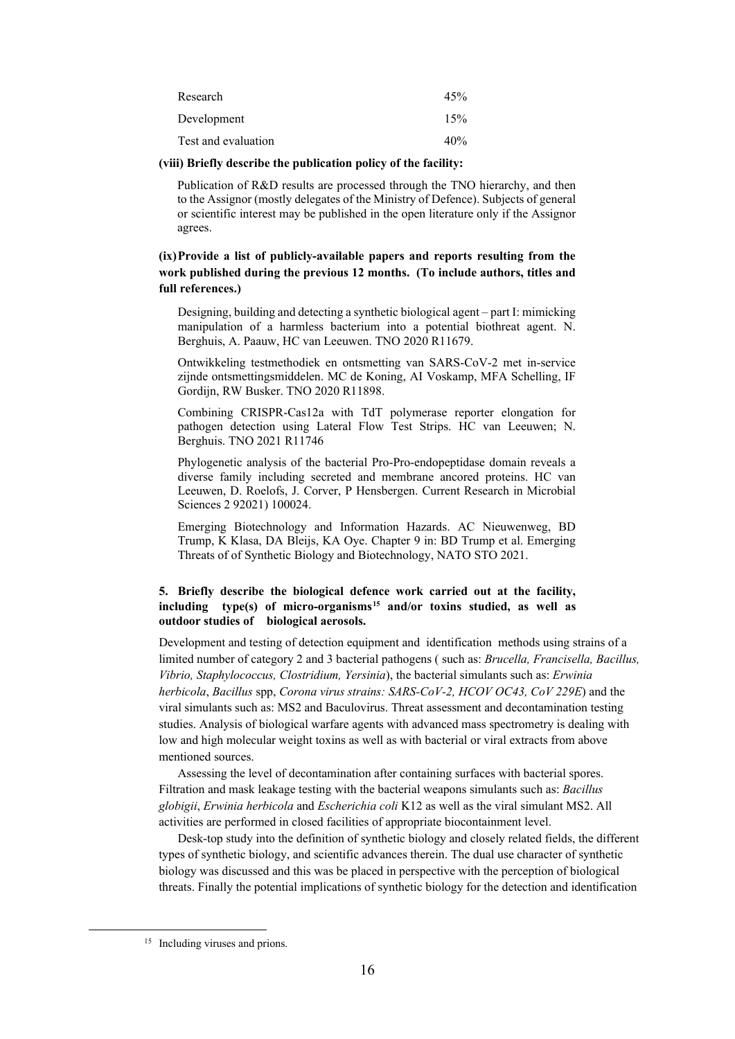| | |
|---|---|
| Research | 45% |
| Development | 15% |
| Test and evaluation | 40% |

**(viii) Briefly describe the publication policy of the facility:**

Publication of R&D results are processed through the TNO hierarchy, and then to the Assignor (mostly delegates of the Ministry of Defence). Subjects of general or scientific interest may be published in the open literature only if the Assignor agrees.

**(ix) Provide a list of publicly-available papers and reports resulting from the work published during the previous 12 months. (To include authors, titles and full references.)**

Designing, building and detecting a synthetic biological agent – part I: mimicking manipulation of a harmless bacterium into a potential biothreat agent. N. Berghuis, A. Paauw, HC van Leeuwen. TNO 2020 R11679.

Ontwikkeling testmethodiek en ontsmetting van SARS-CoV-2 met in-service zijnde ontsmettingsmiddelen. MC de Koning, AI Voskamp, MFA Schelling, IF Gordijn, RW Busker. TNO 2020 R11898.

Combining CRISPR-Cas12a with TdT polymerase reporter elongation for pathogen detection using Lateral Flow Test Strips. HC van Leeuwen; N. Berghuis. TNO 2021 R11746

Phylogenetic analysis of the bacterial Pro-Pro-endopeptidase domain reveals a diverse family including secreted and membrane ancored proteins. HC van Leeuwen, D. Roelofs, J. Corver, P Hensbergen. Current Research in Microbial Sciences 2 92021) 100024.

Emerging Biotechnology and Information Hazards. AC Nieuwenweg, BD Trump, K Klasa, DA Bleijs, KA Oye. Chapter 9 in: BD Trump et al. Emerging Threats of of Synthetic Biology and Biotechnology, NATO STO 2021.

**5. Briefly describe the biological defence work carried out at the facility, including type(s) of micro-organisms[15] and/or toxins studied, as well as outdoor studies of biological aerosols.**

Development and testing of detection equipment and identification methods using strains of a limited number of category 2 and 3 bacterial pathogens ( such as: *Brucella, Francisella, Bacillus, Vibrio, Staphylococcus, Clostridium, Yersinia*), the bacterial simulants such as: *Erwinia herbicola*, *Bacillus* spp, *Corona virus strains: SARS-CoV-2, HCOV OC43, CoV 229E*) and the viral simulants such as: MS2 and Baculovirus. Threat assessment and decontamination testing studies. Analysis of biological warfare agents with advanced mass spectrometry is dealing with low and high molecular weight toxins as well as with bacterial or viral extracts from above mentioned sources.

Assessing the level of decontamination after containing surfaces with bacterial spores. Filtration and mask leakage testing with the bacterial weapons simulants such as: *Bacillus globigii*, *Erwinia herbicola* and *Escherichia coli* K12 as well as the viral simulant MS2. All activities are performed in closed facilities of appropriate biocontainment level.

Desk-top study into the definition of synthetic biology and closely related fields, the different types of synthetic biology, and scientific advances therein. The dual use character of synthetic biology was discussed and this was be placed in perspective with the perception of biological threats. Finally the potential implications of synthetic biology for the detection and identification

[15] Including viruses and prions.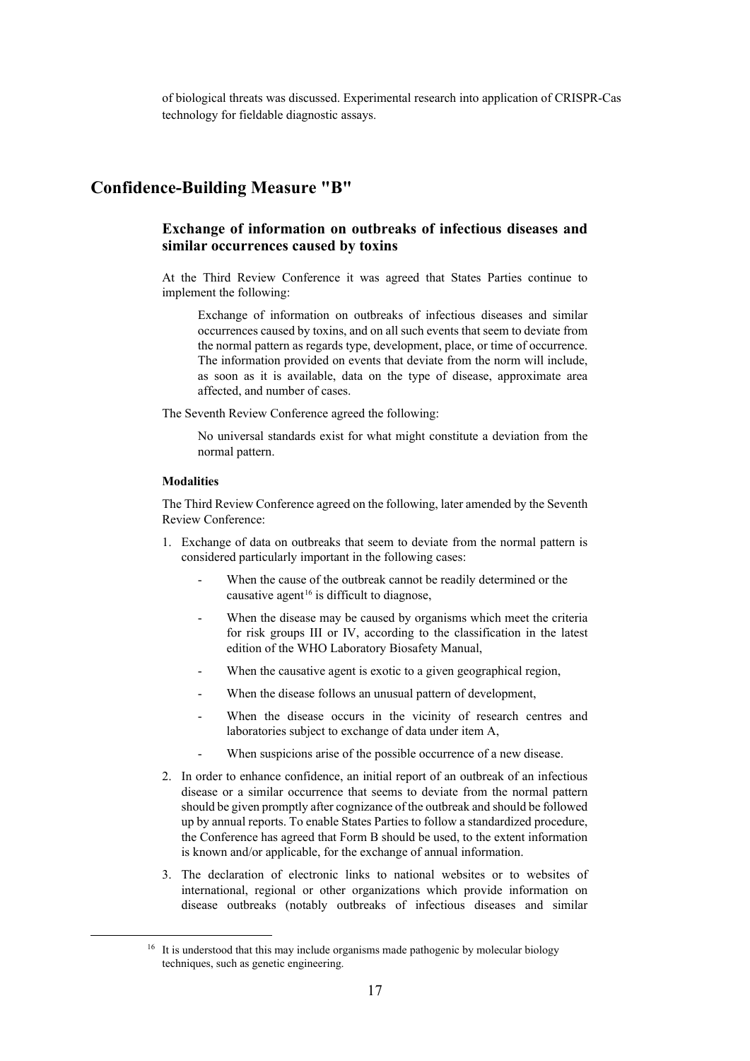of biological threats was discussed. Experimental research into application of CRISPR-Cas technology for fieldable diagnostic assays.

# Confidence-Building Measure "B"

## Exchange of information on outbreaks of infectious diseases and similar occurrences caused by toxins

At the Third Review Conference it was agreed that States Parties continue to implement the following:

> Exchange of information on outbreaks of infectious diseases and similar occurrences caused by toxins, and on all such events that seem to deviate from the normal pattern as regards type, development, place, or time of occurrence. The information provided on events that deviate from the norm will include, as soon as it is available, data on the type of disease, approximate area affected, and number of cases.

The Seventh Review Conference agreed the following:

> No universal standards exist for what might constitute a deviation from the normal pattern.

**Modalities**

The Third Review Conference agreed on the following, later amended by the Seventh Review Conference:

1. Exchange of data on outbreaks that seem to deviate from the normal pattern is considered particularly important in the following cases:
   - When the cause of the outbreak cannot be readily determined or the causative agent[16] is difficult to diagnose,
   - When the disease may be caused by organisms which meet the criteria for risk groups III or IV, according to the classification in the latest edition of the WHO Laboratory Biosafety Manual,
   - When the causative agent is exotic to a given geographical region,
   - When the disease follows an unusual pattern of development,
   - When the disease occurs in the vicinity of research centres and laboratories subject to exchange of data under item A,
   - When suspicions arise of the possible occurrence of a new disease.
2. In order to enhance confidence, an initial report of an outbreak of an infectious disease or a similar occurrence that seems to deviate from the normal pattern should be given promptly after cognizance of the outbreak and should be followed up by annual reports. To enable States Parties to follow a standardized procedure, the Conference has agreed that Form B should be used, to the extent information is known and/or applicable, for the exchange of annual information.
3. The declaration of electronic links to national websites or to websites of international, regional or other organizations which provide information on disease outbreaks (notably outbreaks of infectious diseases and similar

[16] It is understood that this may include organisms made pathogenic by molecular biology techniques, such as genetic engineering.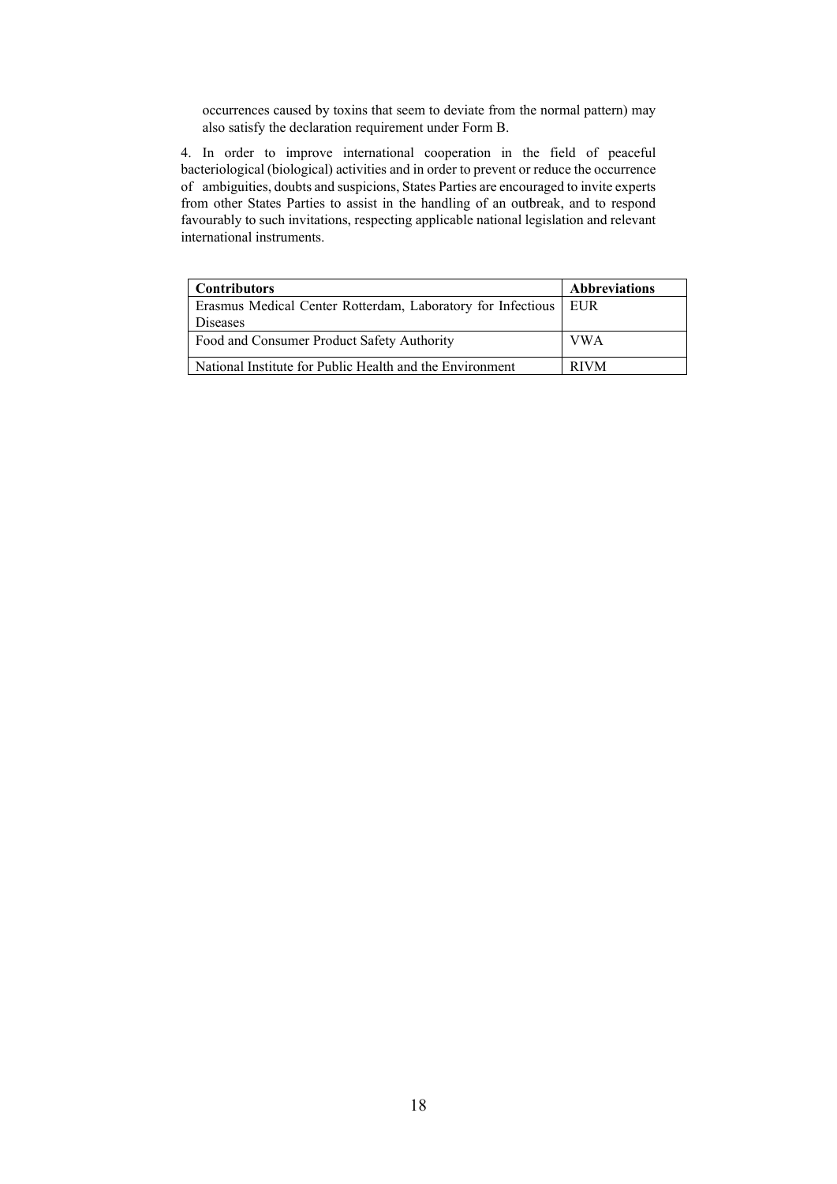occurrences caused by toxins that seem to deviate from the normal pattern) may also satisfy the declaration requirement under Form B.

4. In order to improve international cooperation in the field of peaceful bacteriological (biological) activities and in order to prevent or reduce the occurrence of ambiguities, doubts and suspicions, States Parties are encouraged to invite experts from other States Parties to assist in the handling of an outbreak, and to respond favourably to such invitations, respecting applicable national legislation and relevant international instruments.

| **Contributors** | **Abbreviations** |
|---|---|
| Erasmus Medical Center Rotterdam, Laboratory for Infectious Diseases | EUR |
| Food and Consumer Product Safety Authority | VWA |
| National Institute for Public Health and the Environment | RIVM |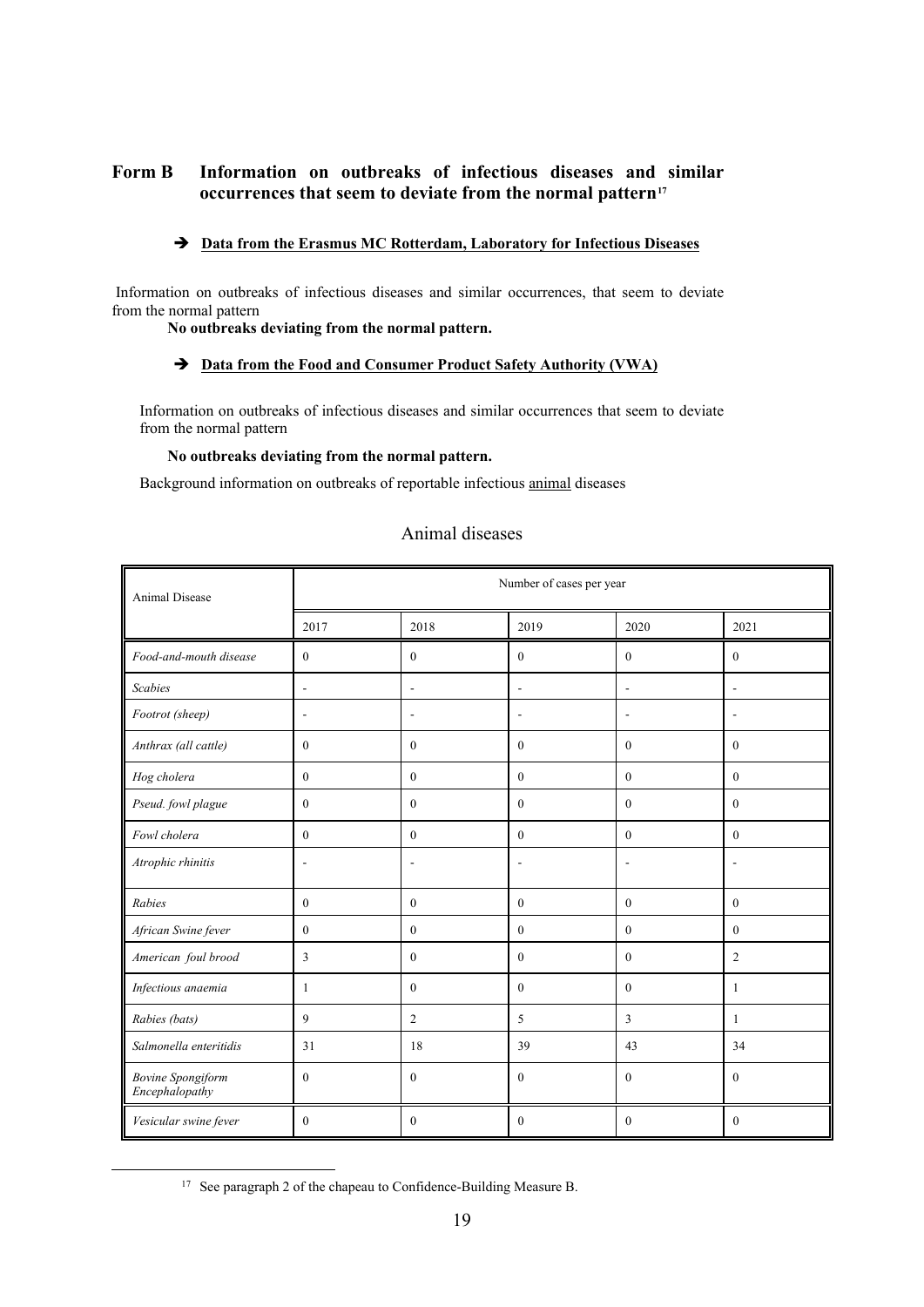## Form B Information on outbreaks of infectious diseases and similar occurrences that seem to deviate from the normal pattern[17]

➔ **Data from the Erasmus MC Rotterdam, Laboratory for Infectious Diseases**

Information on outbreaks of infectious diseases and similar occurrences, that seem to deviate from the normal pattern

**No outbreaks deviating from the normal pattern.**

➔ **Data from the Food and Consumer Product Safety Authority (VWA)**

Information on outbreaks of infectious diseases and similar occurrences that seem to deviate from the normal pattern

**No outbreaks deviating from the normal pattern.**

Background information on outbreaks of reportable infectious animal diseases

### Animal diseases

| Animal Disease | Number of cases per year | | | | |
|---|---|---|---|---|---|
| | 2017 | 2018 | 2019 | 2020 | 2021 |
| *Food-and-mouth disease* | 0 | 0 | 0 | 0 | 0 |
| *Scabies* | - | - | - | - | - |
| *Footrot (sheep)* | - | - | - | - | - |
| *Anthrax (all cattle)* | 0 | 0 | 0 | 0 | 0 |
| *Hog cholera* | 0 | 0 | 0 | 0 | 0 |
| *Pseud. fowl plague* | 0 | 0 | 0 | 0 | 0 |
| *Fowl cholera* | 0 | 0 | 0 | 0 | 0 |
| *Atrophic rhinitis* | - | - | - | - | - |
| *Rabies* | 0 | 0 | 0 | 0 | 0 |
| *African Swine fever* | 0 | 0 | 0 | 0 | 0 |
| *American foul brood* | 3 | 0 | 0 | 0 | 2 |
| *Infectious anaemia* | 1 | 0 | 0 | 0 | 1 |
| *Rabies (bats)* | 9 | 2 | 5 | 3 | 1 |
| *Salmonella enteritidis* | 31 | 18 | 39 | 43 | 34 |
| *Bovine Spongiform Encephalopathy* | 0 | 0 | 0 | 0 | 0 |
| *Vesicular swine fever* | 0 | 0 | 0 | 0 | 0 |

[17] See paragraph 2 of the chapeau to Confidence-Building Measure B.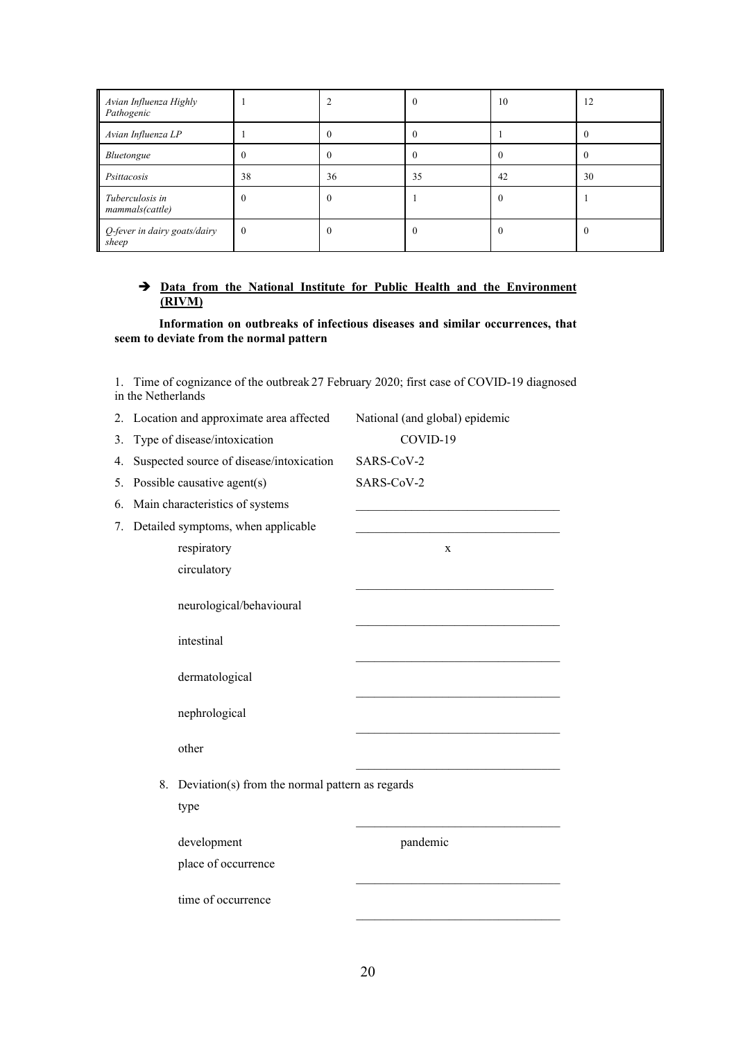| *Avian Influenza Highly Pathogenic* | 1 | 2 | 0 | 10 | 12 |
|---|---|---|---|---|---|
| *Avian Influenza LP* | 1 | 0 | 0 | 1 | 0 |
| *Bluetongue* | 0 | 0 | 0 | 0 | 0 |
| *Psittacosis* | 38 | 36 | 35 | 42 | 30 |
| *Tuberculosis in mammals(cattle)* | 0 | 0 | 1 | 0 | 1 |
| *Q-fever in dairy goats/dairy sheep* | 0 | 0 | 0 | 0 | 0 |

➔ **Data from the National Institute for Public Health and the Environment (RIVM)**

**Information on outbreaks of infectious diseases and similar occurrences, that seem to deviate from the normal pattern**

1. Time of cognizance of the outbreak 27 February 2020; first case of COVID-19 diagnosed in the Netherlands
2. Location and approximate area affected National (and global) epidemic
3. Type of disease/intoxication COVID-19
4. Suspected source of disease/intoxication SARS-CoV-2
5. Possible causative agent(s) SARS-CoV-2
6. Main characteristics of systems \_\_\_\_\_\_\_\_\_\_\_\_\_\_\_\_\_\_\_\_\_\_\_\_\_\_\_\_\_\_\_\_
7. Detailed symptoms, when applicable \_\_\_\_\_\_\_\_\_\_\_\_\_\_\_\_\_\_\_\_\_\_\_\_\_\_\_\_\_\_\_\_

   respiratory x

   circulatory \_\_\_\_\_\_\_\_\_\_\_\_\_\_\_\_\_\_\_\_\_\_\_\_\_\_\_\_\_\_\_\_

   neurological/behavioural \_\_\_\_\_\_\_\_\_\_\_\_\_\_\_\_\_\_\_\_\_\_\_\_\_\_\_\_\_\_\_\_

   intestinal \_\_\_\_\_\_\_\_\_\_\_\_\_\_\_\_\_\_\_\_\_\_\_\_\_\_\_\_\_\_\_\_

   dermatological \_\_\_\_\_\_\_\_\_\_\_\_\_\_\_\_\_\_\_\_\_\_\_\_\_\_\_\_\_\_\_\_

   nephrological \_\_\_\_\_\_\_\_\_\_\_\_\_\_\_\_\_\_\_\_\_\_\_\_\_\_\_\_\_\_\_\_

   other \_\_\_\_\_\_\_\_\_\_\_\_\_\_\_\_\_\_\_\_\_\_\_\_\_\_\_\_\_\_\_\_

8. Deviation(s) from the normal pattern as regards

   type \_\_\_\_\_\_\_\_\_\_\_\_\_\_\_\_\_\_\_\_\_\_\_\_\_\_\_\_\_\_\_\_

   development pandemic

   place of occurrence \_\_\_\_\_\_\_\_\_\_\_\_\_\_\_\_\_\_\_\_\_\_\_\_\_\_\_\_\_\_\_\_

   time of occurrence \_\_\_\_\_\_\_\_\_\_\_\_\_\_\_\_\_\_\_\_\_\_\_\_\_\_\_\_\_\_\_\_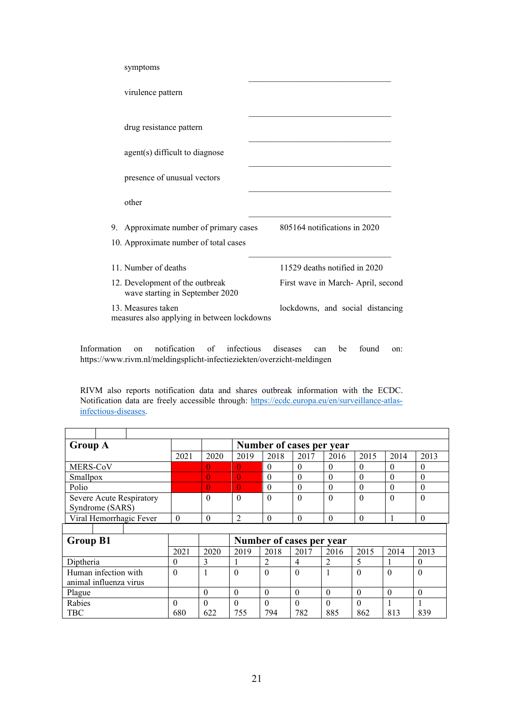symptoms

virulence pattern

drug resistance pattern

agent(s) difficult to diagnose

presence of unusual vectors

other

9. Approximate number of primary cases — 805164 notifications in 2020
10. Approximate number of total cases
11. Number of deaths — 11529 deaths notified in 2020
12. Development of the outbreak — First wave in March- April, second wave starting in September 2020
13. Measures taken — lockdowns, and social distancing measures also applying in between lockdowns

Information on notification of infectious diseases can be found on: https://www.rivm.nl/meldingsplicht-infectieziekten/overzicht-meldingen

RIVM also reports notification data and shares outbreak information with the ECDC. Notification data are freely accessible through: [https://ecdc.europa.eu/en/surveillance-atlas-infectious-diseases](https://ecdc.europa.eu/en/surveillance-atlas-infectious-diseases).

| **Group A** | | | **Number of cases per year** | | | | | | |
|---|---|---|---|---|---|---|---|---|---|
| | 2021 | 2020 | 2019 | 2018 | 2017 | 2016 | 2015 | 2014 | 2013 |
| MERS-CoV | | 0 | 0 | 0 | 0 | 0 | 0 | 0 | 0 |
| Smallpox | | 0 | 0 | 0 | 0 | 0 | 0 | 0 | 0 |
| Polio | | 0 | 0 | 0 | 0 | 0 | 0 | 0 | 0 |
| Severe Acute Respiratory Syndrome (SARS) | | 0 | 0 | 0 | 0 | 0 | 0 | 0 | 0 |
| Viral Hemorrhagic Fever | 0 | 0 | 2 | 0 | 0 | 0 | 0 | 1 | 0 |

| **Group B1** | | | **Number of cases per year** | | | | | | |
|---|---|---|---|---|---|---|---|---|---|
| | 2021 | 2020 | 2019 | 2018 | 2017 | 2016 | 2015 | 2014 | 2013 |
| Diptheria | 0 | 3 | 1 | 2 | 4 | 2 | 5 | 1 | 0 |
| Human infection with animal influenza virus | 0 | 1 | 0 | 0 | 0 | 1 | 0 | 0 | 0 |
| Plague | | 0 | 0 | 0 | 0 | 0 | 0 | 0 | 0 |
| Rabies | 0 | 0 | 0 | 0 | 0 | 0 | 0 | 1 | 1 |
| TBC | 680 | 622 | 755 | 794 | 782 | 885 | 862 | 813 | 839 |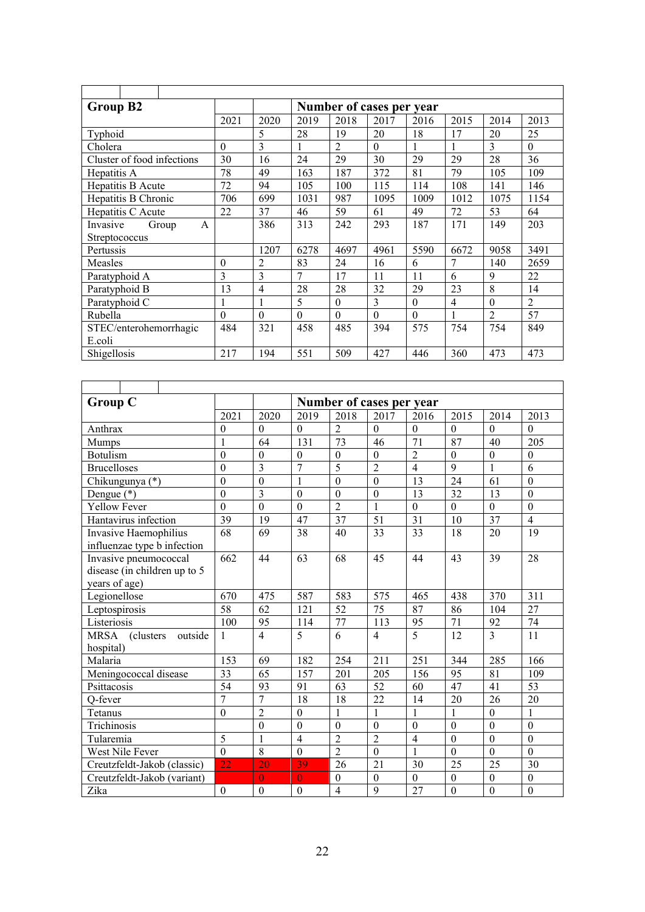| Group B2 | | | Number of cases per year | | | | | | |
|---|---|---|---|---|---|---|---|---|---|
| | 2021 | 2020 | 2019 | 2018 | 2017 | 2016 | 2015 | 2014 | 2013 |
| Typhoid | | 5 | 28 | 19 | 20 | 18 | 17 | 20 | 25 |
| Cholera | 0 | 3 | 1 | 2 | 0 | 1 | 1 | 3 | 0 |
| Cluster of food infections | 30 | 16 | 24 | 29 | 30 | 29 | 29 | 28 | 36 |
| Hepatitis A | 78 | 49 | 163 | 187 | 372 | 81 | 79 | 105 | 109 |
| Hepatitis B Acute | 72 | 94 | 105 | 100 | 115 | 114 | 108 | 141 | 146 |
| Hepatitis B Chronic | 706 | 699 | 1031 | 987 | 1095 | 1009 | 1012 | 1075 | 1154 |
| Hepatitis C Acute | 22 | 37 | 46 | 59 | 61 | 49 | 72 | 53 | 64 |
| Invasive Group A Streptococcus | | 386 | 313 | 242 | 293 | 187 | 171 | 149 | 203 |
| Pertussis | | 1207 | 6278 | 4697 | 4961 | 5590 | 6672 | 9058 | 3491 |
| Measles | 0 | 2 | 83 | 24 | 16 | 6 | 7 | 140 | 2659 |
| Paratyphoid A | 3 | 3 | 7 | 17 | 11 | 11 | 6 | 9 | 22 |
| Paratyphoid B | 13 | 4 | 28 | 28 | 32 | 29 | 23 | 8 | 14 |
| Paratyphoid C | 1 | 1 | 5 | 0 | 3 | 0 | 4 | 0 | 2 |
| Rubella | 0 | 0 | 0 | 0 | 0 | 0 | 1 | 2 | 57 |
| STEC/enterohemorrhagic E.coli | 484 | 321 | 458 | 485 | 394 | 575 | 754 | 754 | 849 |
| Shigellosis | 217 | 194 | 551 | 509 | 427 | 446 | 360 | 473 | 473 |

| Group C | | | Number of cases per year | | | | | | |
|---|---|---|---|---|---|---|---|---|---|
| | 2021 | 2020 | 2019 | 2018 | 2017 | 2016 | 2015 | 2014 | 2013 |
| Anthrax | 0 | 0 | 0 | 2 | 0 | 0 | 0 | 0 | 0 |
| Mumps | 1 | 64 | 131 | 73 | 46 | 71 | 87 | 40 | 205 |
| Botulism | 0 | 0 | 0 | 0 | 0 | 2 | 0 | 0 | 0 |
| Brucelloses | 0 | 3 | 7 | 5 | 2 | 4 | 9 | 1 | 6 |
| Chikungunya (*) | 0 | 0 | 1 | 0 | 0 | 13 | 24 | 61 | 0 |
| Dengue (*) | 0 | 3 | 0 | 0 | 0 | 13 | 32 | 13 | 0 |
| Yellow Fever | 0 | 0 | 0 | 2 | 1 | 0 | 0 | 0 | 0 |
| Hantavirus infection | 39 | 19 | 47 | 37 | 51 | 31 | 10 | 37 | 4 |
| Invasive Haemophilius influenzae type b infection | 68 | 69 | 38 | 40 | 33 | 33 | 18 | 20 | 19 |
| Invasive pneumococcal disease (in children up to 5 years of age) | 662 | 44 | 63 | 68 | 45 | 44 | 43 | 39 | 28 |
| Legionellose | 670 | 475 | 587 | 583 | 575 | 465 | 438 | 370 | 311 |
| Leptospirosis | 58 | 62 | 121 | 52 | 75 | 87 | 86 | 104 | 27 |
| Listeriosis | 100 | 95 | 114 | 77 | 113 | 95 | 71 | 92 | 74 |
| MRSA (clusters outside hospital) | 1 | 4 | 5 | 6 | 4 | 5 | 12 | 3 | 11 |
| Malaria | 153 | 69 | 182 | 254 | 211 | 251 | 344 | 285 | 166 |
| Meningococcal disease | 33 | 65 | 157 | 201 | 205 | 156 | 95 | 81 | 109 |
| Psittacosis | 54 | 93 | 91 | 63 | 52 | 60 | 47 | 41 | 53 |
| Q-fever | 7 | 7 | 18 | 18 | 22 | 14 | 20 | 26 | 20 |
| Tetanus | 0 | 2 | 0 | 1 | 1 | 1 | 1 | 0 | 1 |
| Trichinosis | | 0 | 0 | 0 | 0 | 0 | 0 | 0 | 0 |
| Tularemia | 5 | 1 | 4 | 2 | 2 | 4 | 0 | 0 | 0 |
| West Nile Fever | 0 | 8 | 0 | 2 | 0 | 1 | 0 | 0 | 0 |
| Creutzfeldt-Jakob (classic) | 22 | 20 | 39 | 26 | 21 | 30 | 25 | 25 | 30 |
| Creutzfeldt-Jakob (variant) | | 0 | 0 | 0 | 0 | 0 | 0 | 0 | 0 |
| Zika | 0 | 0 | 0 | 4 | 9 | 27 | 0 | 0 | 0 |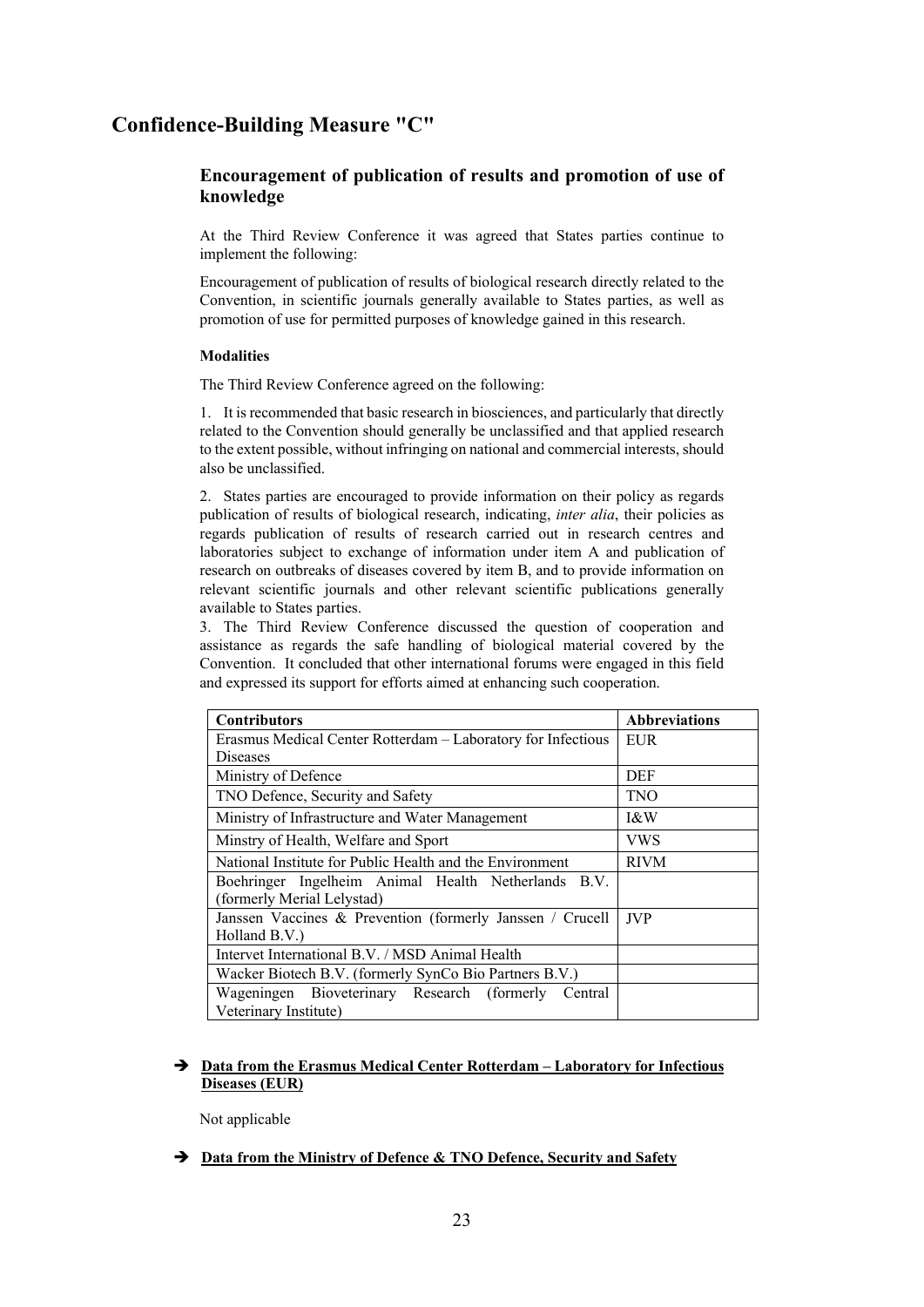## Confidence-Building Measure "C"

### Encouragement of publication of results and promotion of use of knowledge

At the Third Review Conference it was agreed that States parties continue to implement the following:

Encouragement of publication of results of biological research directly related to the Convention, in scientific journals generally available to States parties, as well as promotion of use for permitted purposes of knowledge gained in this research.

**Modalities**

The Third Review Conference agreed on the following:

1. It is recommended that basic research in biosciences, and particularly that directly related to the Convention should generally be unclassified and that applied research to the extent possible, without infringing on national and commercial interests, should also be unclassified.

2. States parties are encouraged to provide information on their policy as regards publication of results of biological research, indicating, *inter alia*, their policies as regards publication of results of research carried out in research centres and laboratories subject to exchange of information under item A and publication of research on outbreaks of diseases covered by item B, and to provide information on relevant scientific journals and other relevant scientific publications generally available to States parties.

3. The Third Review Conference discussed the question of cooperation and assistance as regards the safe handling of biological material covered by the Convention. It concluded that other international forums were engaged in this field and expressed its support for efforts aimed at enhancing such cooperation.

| Contributors | Abbreviations |
|---|---|
| Erasmus Medical Center Rotterdam – Laboratory for Infectious Diseases | EUR |
| Ministry of Defence | DEF |
| TNO Defence, Security and Safety | TNO |
| Ministry of Infrastructure and Water Management | I&W |
| Minstry of Health, Welfare and Sport | VWS |
| National Institute for Public Health and the Environment | RIVM |
| Boehringer Ingelheim Animal Health Netherlands B.V. (formerly Merial Lelystad) | |
| Janssen Vaccines & Prevention (formerly Janssen / Crucell Holland B.V.) | JVP |
| Intervet International B.V. / MSD Animal Health | |
| Wacker Biotech B.V. (formerly SynCo Bio Partners B.V.) | |
| Wageningen Bioveterinary Research (formerly Central Veterinary Institute) | |

➔ **Data from the Erasmus Medical Center Rotterdam – Laboratory for Infectious Diseases (EUR)**

Not applicable

➔ **Data from the Ministry of Defence & TNO Defence, Security and Safety**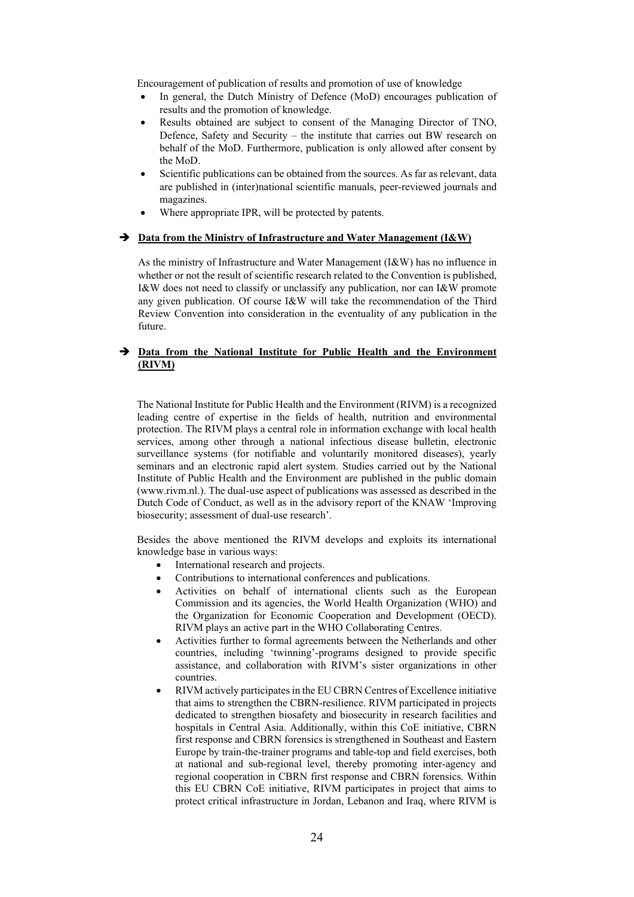Encouragement of publication of results and promotion of use of knowledge

- In general, the Dutch Ministry of Defence (MoD) encourages publication of results and the promotion of knowledge.
- Results obtained are subject to consent of the Managing Director of TNO, Defence, Safety and Security – the institute that carries out BW research on behalf of the MoD. Furthermore, publication is only allowed after consent by the MoD.
- Scientific publications can be obtained from the sources. As far as relevant, data are published in (inter)national scientific manuals, peer-reviewed journals and magazines.
- Where appropriate IPR, will be protected by patents.

➔ **Data from the Ministry of Infrastructure and Water Management (I&W)**

As the ministry of Infrastructure and Water Management (I&W) has no influence in whether or not the result of scientific research related to the Convention is published, I&W does not need to classify or unclassify any publication, nor can I&W promote any given publication. Of course I&W will take the recommendation of the Third Review Convention into consideration in the eventuality of any publication in the future.

➔ **Data from the National Institute for Public Health and the Environment (RIVM)**

The National Institute for Public Health and the Environment (RIVM) is a recognized leading centre of expertise in the fields of health, nutrition and environmental protection. The RIVM plays a central role in information exchange with local health services, among other through a national infectious disease bulletin, electronic surveillance systems (for notifiable and voluntarily monitored diseases), yearly seminars and an electronic rapid alert system. Studies carried out by the National Institute of Public Health and the Environment are published in the public domain (www.rivm.nl.). The dual-use aspect of publications was assessed as described in the Dutch Code of Conduct, as well as in the advisory report of the KNAW 'Improving biosecurity; assessment of dual-use research'.

Besides the above mentioned the RIVM develops and exploits its international knowledge base in various ways:

- International research and projects.
- Contributions to international conferences and publications.
- Activities on behalf of international clients such as the European Commission and its agencies, the World Health Organization (WHO) and the Organization for Economic Cooperation and Development (OECD). RIVM plays an active part in the WHO Collaborating Centres.
- Activities further to formal agreements between the Netherlands and other countries, including 'twinning'-programs designed to provide specific assistance, and collaboration with RIVM's sister organizations in other countries.
- RIVM actively participates in the EU CBRN Centres of Excellence initiative that aims to strengthen the CBRN-resilience. RIVM participated in projects dedicated to strengthen biosafety and biosecurity in research facilities and hospitals in Central Asia. Additionally, within this CoE initiative, CBRN first response and CBRN forensics is strengthened in Southeast and Eastern Europe by train-the-trainer programs and table-top and field exercises, both at national and sub-regional level, thereby promoting inter-agency and regional cooperation in CBRN first response and CBRN forensics. Within this EU CBRN CoE initiative, RIVM participates in project that aims to protect critical infrastructure in Jordan, Lebanon and Iraq, where RIVM is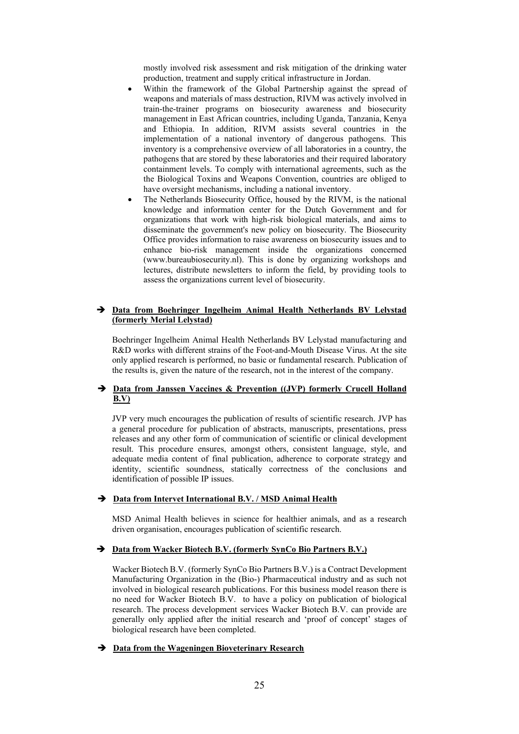mostly involved risk assessment and risk mitigation of the drinking water production, treatment and supply critical infrastructure in Jordan.

- Within the framework of the Global Partnership against the spread of weapons and materials of mass destruction, RIVM was actively involved in train-the-trainer programs on biosecurity awareness and biosecurity management in East African countries, including Uganda, Tanzania, Kenya and Ethiopia. In addition, RIVM assists several countries in the implementation of a national inventory of dangerous pathogens. This inventory is a comprehensive overview of all laboratories in a country, the pathogens that are stored by these laboratories and their required laboratory containment levels. To comply with international agreements, such as the the Biological Toxins and Weapons Convention, countries are obliged to have oversight mechanisms, including a national inventory.
- The Netherlands Biosecurity Office, housed by the RIVM, is the national knowledge and information center for the Dutch Government and for organizations that work with high-risk biological materials, and aims to disseminate the government's new policy on biosecurity. The Biosecurity Office provides information to raise awareness on biosecurity issues and to enhance bio-risk management inside the organizations concerned (www.bureaubiosecurity.nl). This is done by organizing workshops and lectures, distribute newsletters to inform the field, by providing tools to assess the organizations current level of biosecurity.

➔ **Data from Boehringer Ingelheim Animal Health Netherlands BV Lelystad (formerly Merial Lelystad)**

Boehringer Ingelheim Animal Health Netherlands BV Lelystad manufacturing and R&D works with different strains of the Foot-and-Mouth Disease Virus. At the site only applied research is performed, no basic or fundamental research. Publication of the results is, given the nature of the research, not in the interest of the company.

➔ **Data from Janssen Vaccines & Prevention ((JVP) formerly Crucell Holland B.V)**

JVP very much encourages the publication of results of scientific research. JVP has a general procedure for publication of abstracts, manuscripts, presentations, press releases and any other form of communication of scientific or clinical development result. This procedure ensures, amongst others, consistent language, style, and adequate media content of final publication, adherence to corporate strategy and identity, scientific soundness, statically correctness of the conclusions and identification of possible IP issues.

➔ **Data from Intervet International B.V. / MSD Animal Health**

MSD Animal Health believes in science for healthier animals, and as a research driven organisation, encourages publication of scientific research.

➔ **Data from Wacker Biotech B.V. (formerly SynCo Bio Partners B.V.)**

Wacker Biotech B.V. (formerly SynCo Bio Partners B.V.) is a Contract Development Manufacturing Organization in the (Bio-) Pharmaceutical industry and as such not involved in biological research publications. For this business model reason there is no need for Wacker Biotech B.V. to have a policy on publication of biological research. The process development services Wacker Biotech B.V. can provide are generally only applied after the initial research and 'proof of concept' stages of biological research have been completed.

➔ **Data from the Wageningen Bioveterinary Research**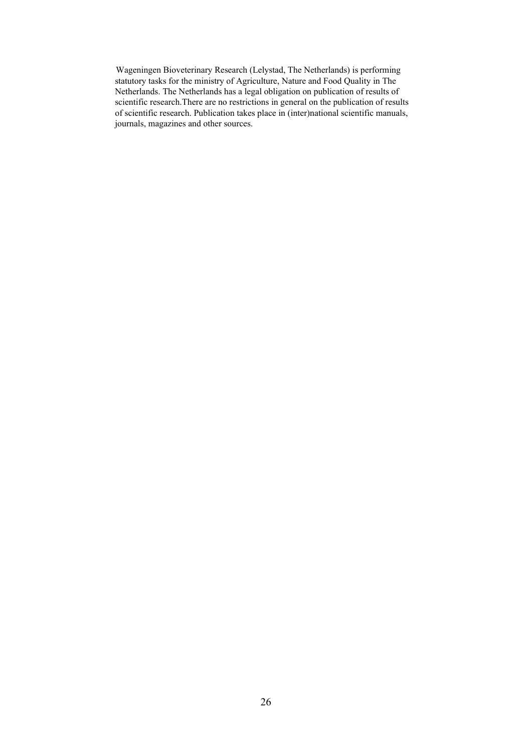Wageningen Bioveterinary Research (Lelystad, The Netherlands) is performing statutory tasks for the ministry of Agriculture, Nature and Food Quality in The Netherlands. The Netherlands has a legal obligation on publication of results of scientific research.There are no restrictions in general on the publication of results of scientific research. Publication takes place in (inter)national scientific manuals, journals, magazines and other sources.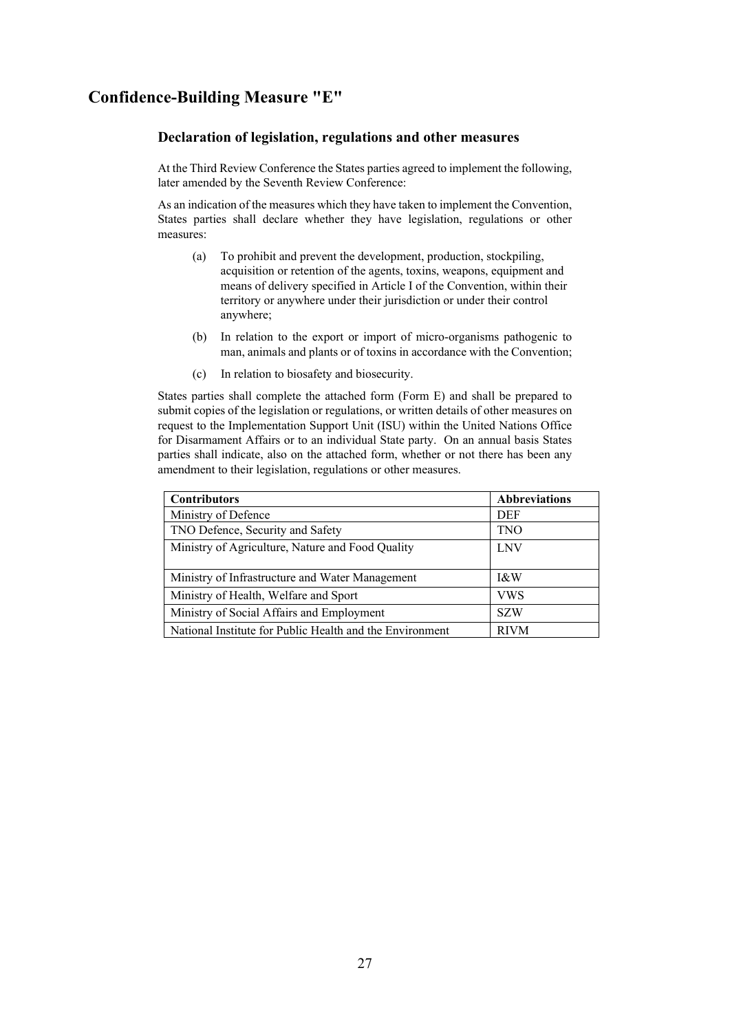## Confidence-Building Measure "E"

### Declaration of legislation, regulations and other measures

At the Third Review Conference the States parties agreed to implement the following, later amended by the Seventh Review Conference:

As an indication of the measures which they have taken to implement the Convention, States parties shall declare whether they have legislation, regulations or other measures:

(a) To prohibit and prevent the development, production, stockpiling, acquisition or retention of the agents, toxins, weapons, equipment and means of delivery specified in Article I of the Convention, within their territory or anywhere under their jurisdiction or under their control anywhere;

(b) In relation to the export or import of micro-organisms pathogenic to man, animals and plants or of toxins in accordance with the Convention;

(c) In relation to biosafety and biosecurity.

States parties shall complete the attached form (Form E) and shall be prepared to submit copies of the legislation or regulations, or written details of other measures on request to the Implementation Support Unit (ISU) within the United Nations Office for Disarmament Affairs or to an individual State party. On an annual basis States parties shall indicate, also on the attached form, whether or not there has been any amendment to their legislation, regulations or other measures.

| Contributors | Abbreviations |
|---|---|
| Ministry of Defence | DEF |
| TNO Defence, Security and Safety | TNO |
| Ministry of Agriculture, Nature and Food Quality | LNV |
| Ministry of Infrastructure and Water Management | I&W |
| Ministry of Health, Welfare and Sport | VWS |
| Ministry of Social Affairs and Employment | SZW |
| National Institute for Public Health and the Environment | RIVM |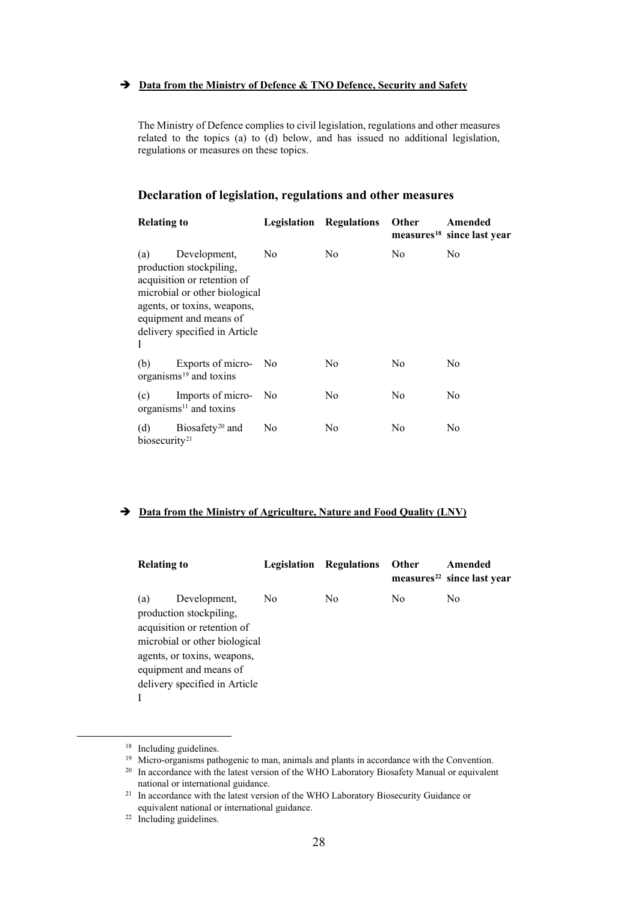➔ **Data from the Ministry of Defence & TNO Defence, Security and Safety**

The Ministry of Defence complies to civil legislation, regulations and other measures related to the topics (a) to (d) below, and has issued no additional legislation, regulations or measures on these topics.

## Declaration of legislation, regulations and other measures

| Relating to | Legislation | Regulations | Other measures[18] | Amended since last year |
|---|---|---|---|---|
| (a) Development, production stockpiling, acquisition or retention of microbial or other biological agents, or toxins, weapons, equipment and means of delivery specified in Article I | No | No | No | No |
| (b) Exports of micro-organisms[19] and toxins | No | No | No | No |
| (c) Imports of micro-organisms[11] and toxins | No | No | No | No |
| (d) Biosafety[20] and biosecurity[21] | No | No | No | No |

➔ **Data from the Ministry of Agriculture, Nature and Food Quality (LNV)**

| Relating to | Legislation | Regulations | Other measures[22] | Amended since last year |
|---|---|---|---|---|
| (a) Development, production stockpiling, acquisition or retention of microbial or other biological agents, or toxins, weapons, equipment and means of delivery specified in Article I | No | No | No | No |

[18] Including guidelines.

[19] Micro-organisms pathogenic to man, animals and plants in accordance with the Convention.

[20] In accordance with the latest version of the WHO Laboratory Biosafety Manual or equivalent national or international guidance.

[21] In accordance with the latest version of the WHO Laboratory Biosecurity Guidance or equivalent national or international guidance.

[22] Including guidelines.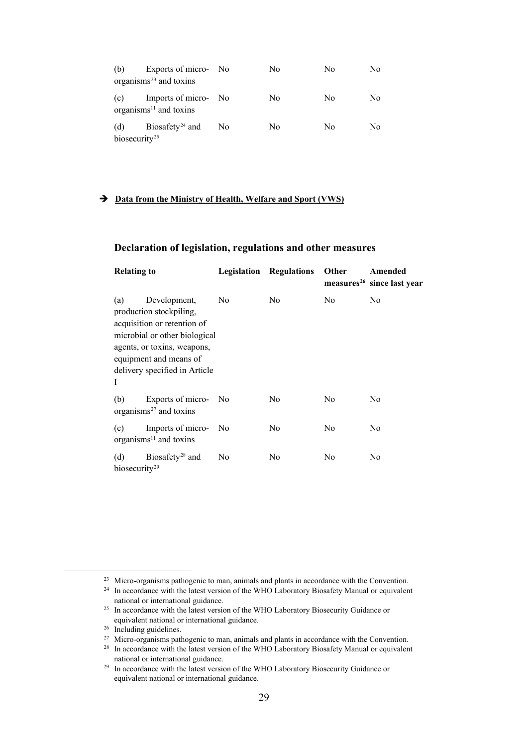| (b) Exports of micro-organisms[23] and toxins | No | No | No | No |
|---|---|---|---|---|
| (c) Imports of micro-organisms[11] and toxins | No | No | No | No |
| (d) Biosafety[24] and biosecurity[25] | No | No | No | No |

➔ **Data from the Ministry of Health, Welfare and Sport (VWS)**

## Declaration of legislation, regulations and other measures

| Relating to | Legislation | Regulations | Other measures[26] | Amended since last year |
|---|---|---|---|---|
| (a) Development, production stockpiling, acquisition or retention of microbial or other biological agents, or toxins, weapons, equipment and means of delivery specified in Article I | No | No | No | No |
| (b) Exports of micro-organisms[27] and toxins | No | No | No | No |
| (c) Imports of micro-organisms[11] and toxins | No | No | No | No |
| (d) Biosafety[28] and biosecurity[29] | No | No | No | No |

[23] Micro-organisms pathogenic to man, animals and plants in accordance with the Convention.

[24] In accordance with the latest version of the WHO Laboratory Biosafety Manual or equivalent national or international guidance.

[25] In accordance with the latest version of the WHO Laboratory Biosecurity Guidance or equivalent national or international guidance.

[26] Including guidelines.

[27] Micro-organisms pathogenic to man, animals and plants in accordance with the Convention.

[28] In accordance with the latest version of the WHO Laboratory Biosafety Manual or equivalent national or international guidance.

[29] In accordance with the latest version of the WHO Laboratory Biosecurity Guidance or equivalent national or international guidance.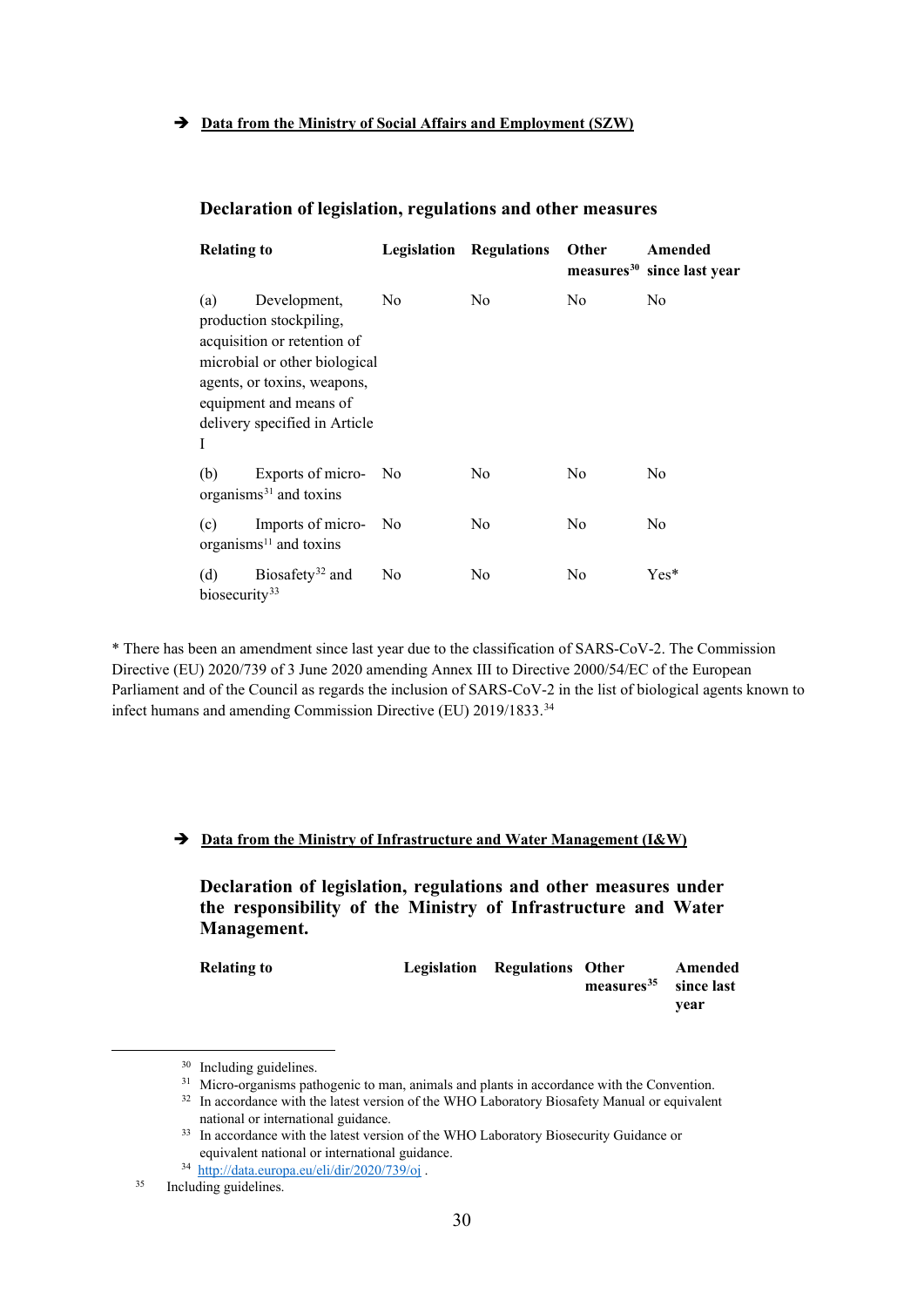➔ **Data from the Ministry of Social Affairs and Employment (SZW)**

### Declaration of legislation, regulations and other measures

| Relating to | Legislation | Regulations | Other measures[30] | Amended since last year |
|---|---|---|---|---|
| (a) Development, production stockpiling, acquisition or retention of microbial or other biological agents, or toxins, weapons, equipment and means of delivery specified in Article I | No | No | No | No |
| (b) Exports of micro-organisms[31] and toxins | No | No | No | No |
| (c) Imports of micro-organisms[11] and toxins | No | No | No | No |
| (d) Biosafety[32] and biosecurity[33] | No | No | No | Yes* |

* There has been an amendment since last year due to the classification of SARS-CoV-2. The Commission Directive (EU) 2020/739 of 3 June 2020 amending Annex III to Directive 2000/54/EC of the European Parliament and of the Council as regards the inclusion of SARS-CoV-2 in the list of biological agents known to infect humans and amending Commission Directive (EU) 2019/1833.[34]

➔ **Data from the Ministry of Infrastructure and Water Management (I&W)**

### Declaration of legislation, regulations and other measures under the responsibility of the Ministry of Infrastructure and Water Management.

| Relating to | Legislation | Regulations | Other measures[35] | Amended since last year |
|---|---|---|---|---|

[30] Including guidelines.
[31] Micro-organisms pathogenic to man, animals and plants in accordance with the Convention.
[32] In accordance with the latest version of the WHO Laboratory Biosafety Manual or equivalent national or international guidance.
[33] In accordance with the latest version of the WHO Laboratory Biosecurity Guidance or equivalent national or international guidance.
[34] http://data.europa.eu/eli/dir/2020/739/oj .
[35] Including guidelines.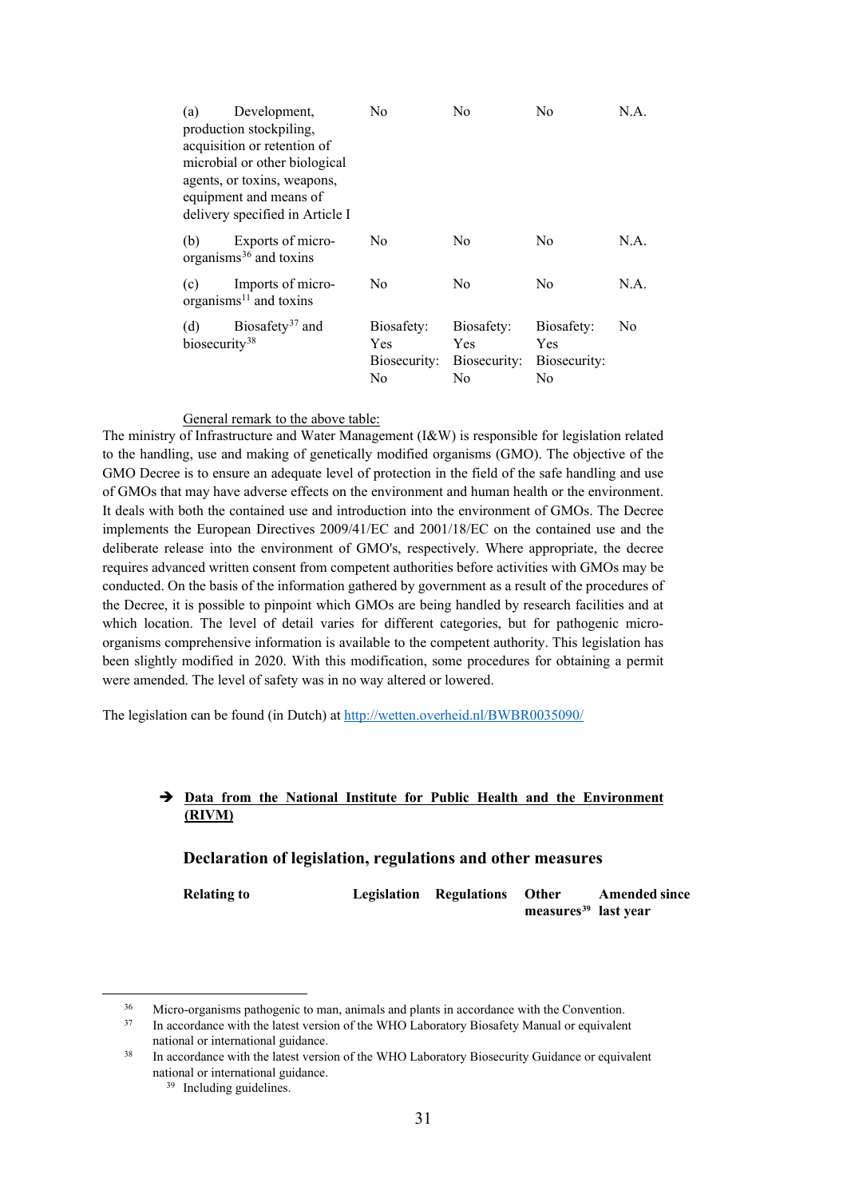| | | | | |
|---|---|---|---|---|
| (a) Development, production stockpiling, acquisition or retention of microbial or other biological agents, or toxins, weapons, equipment and means of delivery specified in Article I | No | No | No | N.A. |
| (b) Exports of micro-organisms[36] and toxins | No | No | No | N.A. |
| (c) Imports of micro-organisms[11] and toxins | No | No | No | N.A. |
| (d) Biosafety[37] and biosecurity[38] | Biosafety: Yes Biosecurity: No | Biosafety: Yes Biosecurity: No | Biosafety: Yes Biosecurity: No | No |

General remark to the above table:

The ministry of Infrastructure and Water Management (I&W) is responsible for legislation related to the handling, use and making of genetically modified organisms (GMO). The objective of the GMO Decree is to ensure an adequate level of protection in the field of the safe handling and use of GMOs that may have adverse effects on the environment and human health or the environment. It deals with both the contained use and introduction into the environment of GMOs. The Decree implements the European Directives 2009/41/EC and 2001/18/EC on the contained use and the deliberate release into the environment of GMO's, respectively. Where appropriate, the decree requires advanced written consent from competent authorities before activities with GMOs may be conducted. On the basis of the information gathered by government as a result of the procedures of the Decree, it is possible to pinpoint which GMOs are being handled by research facilities and at which location. The level of detail varies for different categories, but for pathogenic micro-organisms comprehensive information is available to the competent authority. This legislation has been slightly modified in 2020. With this modification, some procedures for obtaining a permit were amended. The level of safety was in no way altered or lowered.

The legislation can be found (in Dutch) at http://wetten.overheid.nl/BWBR0035090/

➔ **Data from the National Institute for Public Health and the Environment (RIVM)**

### Declaration of legislation, regulations and other measures

| Relating to | Legislation | Regulations | Other measures[39] | Amended since last year |
|---|---|---|---|---|

[36] Micro-organisms pathogenic to man, animals and plants in accordance with the Convention.

[37] In accordance with the latest version of the WHO Laboratory Biosafety Manual or equivalent national or international guidance.

[38] In accordance with the latest version of the WHO Laboratory Biosecurity Guidance or equivalent national or international guidance.

[39] Including guidelines.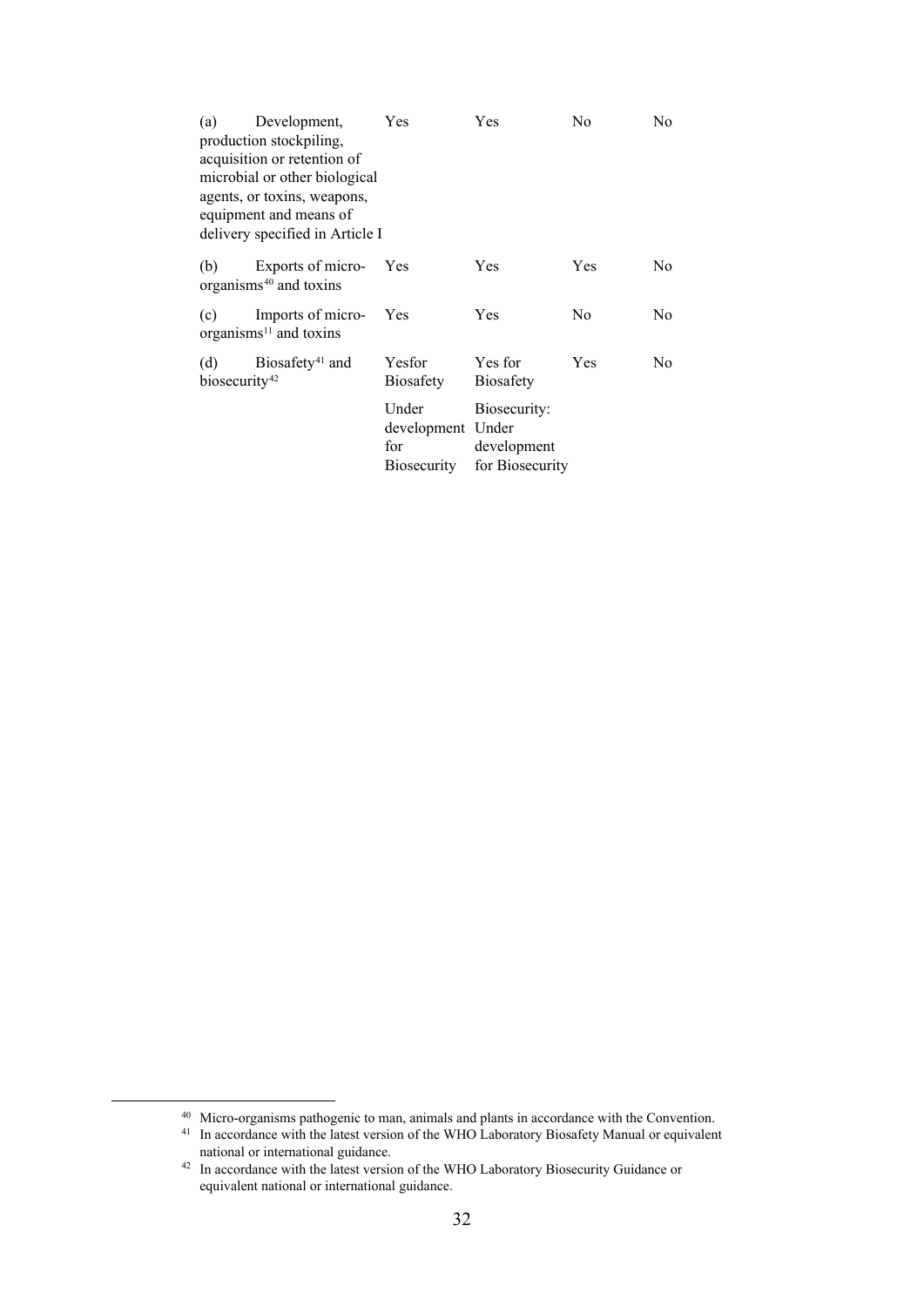| | | | | |
|---|---|---|---|---|
| (a) Development, production stockpiling, acquisition or retention of microbial or other biological agents, or toxins, weapons, equipment and means of delivery specified in Article I | Yes | Yes | No | No |
| (b) Exports of micro-organisms[40] and toxins | Yes | Yes | Yes | No |
| (c) Imports of micro-organisms[11] and toxins | Yes | Yes | No | No |
| (d) Biosafety[41] and biosecurity[42] | Yesfor Biosafety<br><br>Under development for Biosecurity | Yes for Biosafety<br><br>Biosecurity: Under development for Biosecurity | Yes | No |

[40] Micro-organisms pathogenic to man, animals and plants in accordance with the Convention.

[41] In accordance with the latest version of the WHO Laboratory Biosafety Manual or equivalent national or international guidance.

[42] In accordance with the latest version of the WHO Laboratory Biosecurity Guidance or equivalent national or international guidance.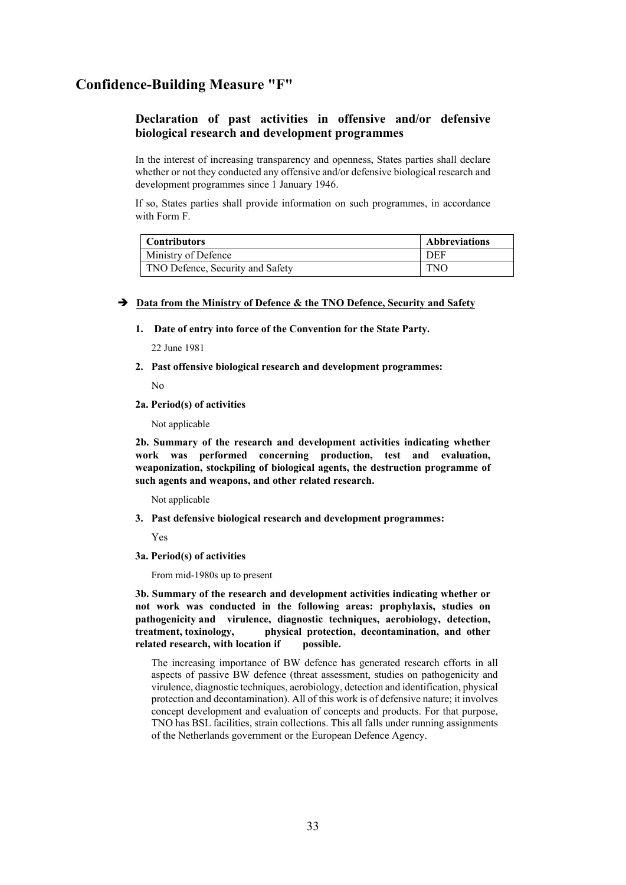## Confidence-Building Measure "F"

### Declaration of past activities in offensive and/or defensive biological research and development programmes

In the interest of increasing transparency and openness, States parties shall declare whether or not they conducted any offensive and/or defensive biological research and development programmes since 1 January 1946.

If so, States parties shall provide information on such programmes, in accordance with Form F.

| Contributors | Abbreviations |
| --- | --- |
| Ministry of Defence | DEF |
| TNO Defence, Security and Safety | TNO |

➔ **Data from the Ministry of Defence & the TNO Defence, Security and Safety**

**1. Date of entry into force of the Convention for the State Party.**

22 June 1981

**2. Past offensive biological research and development programmes:**

No

**2a. Period(s) of activities**

Not applicable

**2b. Summary of the research and development activities indicating whether work was performed concerning production, test and evaluation, weaponization, stockpiling of biological agents, the destruction programme of such agents and weapons, and other related research.**

Not applicable

**3. Past defensive biological research and development programmes:**

Yes

**3a. Period(s) of activities**

From mid-1980s up to present

**3b. Summary of the research and development activities indicating whether or not work was conducted in the following areas: prophylaxis, studies on pathogenicity and virulence, diagnostic techniques, aerobiology, detection, treatment, toxinology, physical protection, decontamination, and other related research, with location if possible.**

The increasing importance of BW defence has generated research efforts in all aspects of passive BW defence (threat assessment, studies on pathogenicity and virulence, diagnostic techniques, aerobiology, detection and identification, physical protection and decontamination). All of this work is of defensive nature; it involves concept development and evaluation of concepts and products. For that purpose, TNO has BSL facilities, strain collections. This all falls under running assignments of the Netherlands government or the European Defence Agency.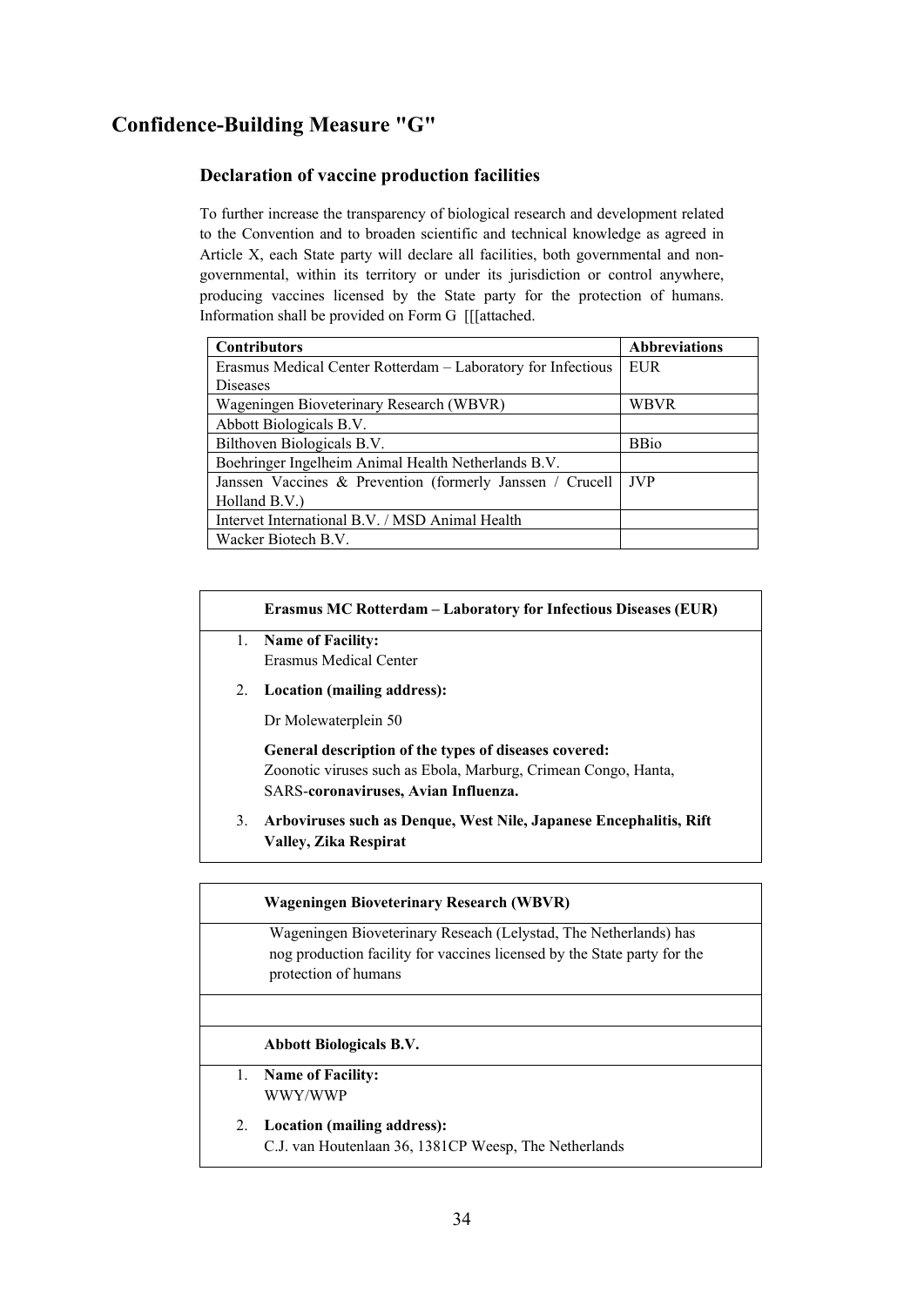## Confidence-Building Measure "G"

### Declaration of vaccine production facilities

To further increase the transparency of biological research and development related to the Convention and to broaden scientific and technical knowledge as agreed in Article X, each State party will declare all facilities, both governmental and non-governmental, within its territory or under its jurisdiction or control anywhere, producing vaccines licensed by the State party for the protection of humans. Information shall be provided on Form G [[[attached.

| Contributors | Abbreviations |
|---|---|
| Erasmus Medical Center Rotterdam – Laboratory for Infectious Diseases | EUR |
| Wageningen Bioveterinary Research (WBVR) | WBVR |
| Abbott Biologicals B.V. | |
| Bilthoven Biologicals B.V. | BBio |
| Boehringer Ingelheim Animal Health Netherlands B.V. | |
| Janssen Vaccines & Prevention (formerly Janssen / Crucell Holland B.V.) | JVP |
| Intervet International B.V. / MSD Animal Health | |
| Wacker Biotech B.V. | |

**Erasmus MC Rotterdam – Laboratory for Infectious Diseases (EUR)**

1. **Name of Facility:**
   Erasmus Medical Center
2. **Location (mailing address):**

   Dr Molewaterplein 50

   **General description of the types of diseases covered:**
   Zoonotic viruses such as Ebola, Marburg, Crimean Congo, Hanta, SARS-**coronaviruses, Avian Influenza.**
3. **Arboviruses such as Denque, West Nile, Japanese Encephalitis, Rift Valley, Zika Respirat**

**Wageningen Bioveterinary Research (WBVR)**

Wageningen Bioveterinary Reseach (Lelystad, The Netherlands) has nog production facility for vaccines licensed by the State party for the protection of humans

**Abbott Biologicals B.V.**

1. **Name of Facility:**
   WWY/WWP
2. **Location (mailing address):**
   C.J. van Houtenlaan 36, 1381CP Weesp, The Netherlands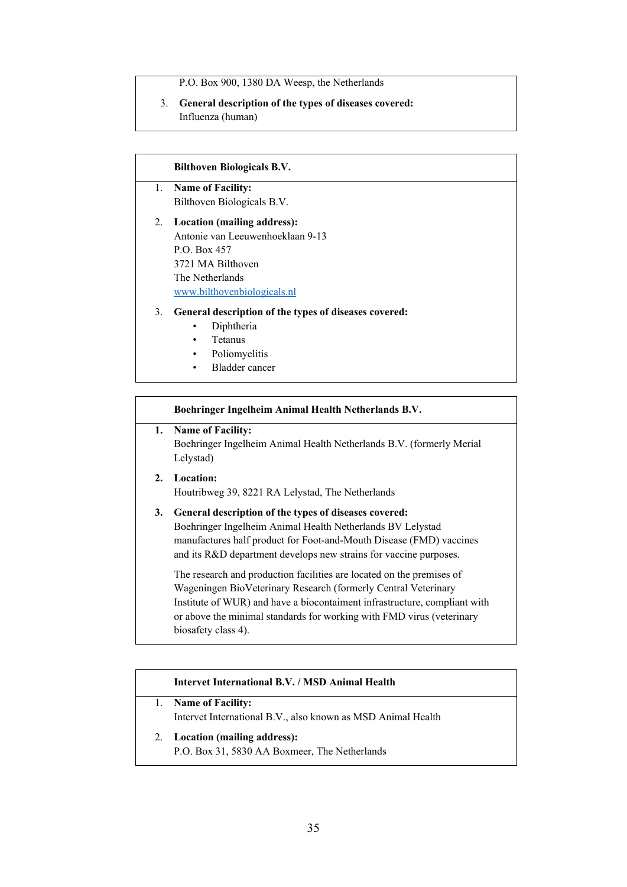P.O. Box 900, 1380 DA Weesp, the Netherlands

3. **General description of the types of diseases covered:**
   Influenza (human)

---

**Bilthoven Biologicals B.V.**

1. **Name of Facility:**
   Bilthoven Biologicals B.V.
2. **Location (mailing address):**
   Antonie van Leeuwenhoeklaan 9-13
   P.O. Box 457
   3721 MA Bilthoven
   The Netherlands
   [www.bilthovenbiologicals.nl](http://www.bilthovenbiologicals.nl)
3. **General description of the types of diseases covered:**
   - Diphtheria
   - Tetanus
   - Poliomyelitis
   - Bladder cancer

---

**Boehringer Ingelheim Animal Health Netherlands B.V.**

1. **Name of Facility:**
   Boehringer Ingelheim Animal Health Netherlands B.V. (formerly Merial Lelystad)
2. **Location:**
   Houtribweg 39, 8221 RA Lelystad, The Netherlands
3. **General description of the types of diseases covered:**
   Boehringer Ingelheim Animal Health Netherlands BV Lelystad manufactures half product for Foot-and-Mouth Disease (FMD) vaccines and its R&D department develops new strains for vaccine purposes.

   The research and production facilities are located on the premises of Wageningen BioVeterinary Research (formerly Central Veterinary Institute of WUR) and have a biocontainment infrastructure, compliant with or above the minimal standards for working with FMD virus (veterinary biosafety class 4).

---

**Intervet International B.V. / MSD Animal Health**

1. **Name of Facility:**
   Intervet International B.V., also known as MSD Animal Health
2. **Location (mailing address):**
   P.O. Box 31, 5830 AA Boxmeer, The Netherlands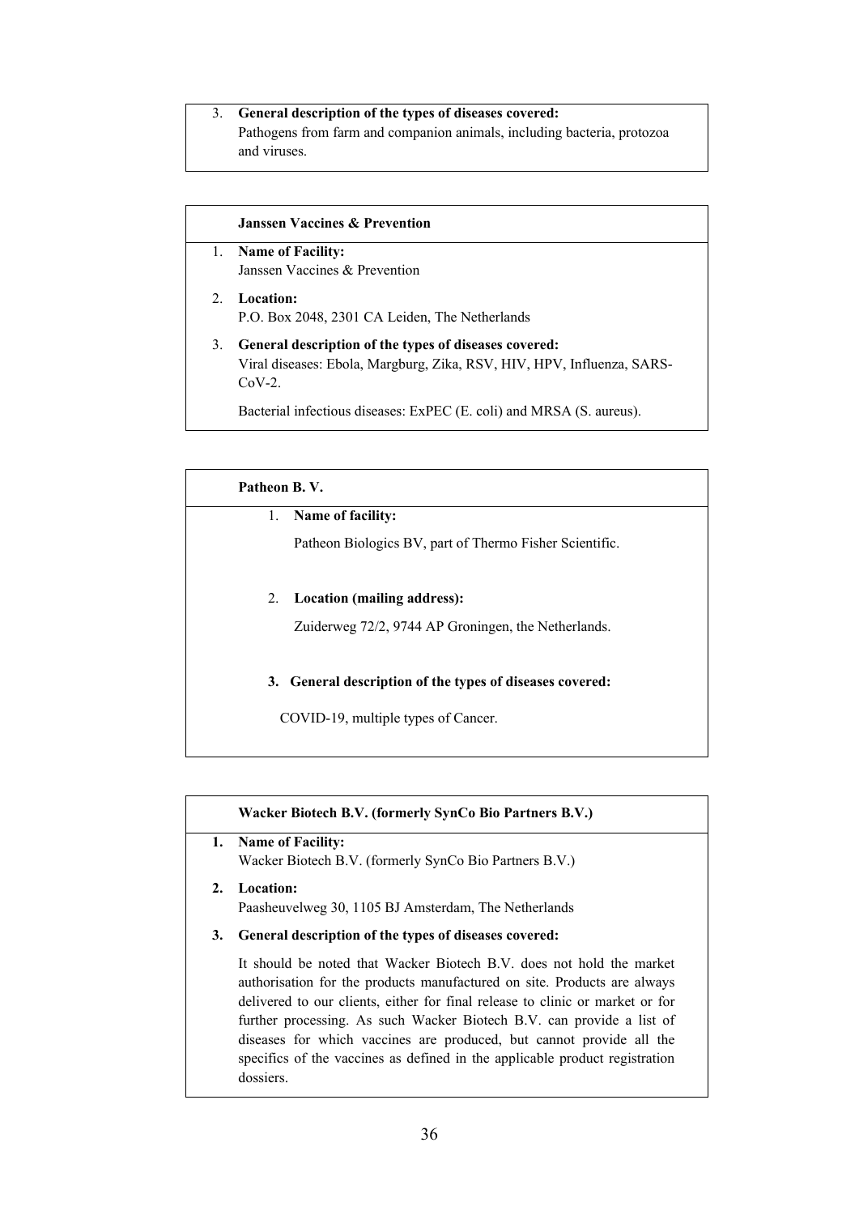3. **General description of the types of diseases covered:**
   Pathogens from farm and companion animals, including bacteria, protozoa and viruses.

**Janssen Vaccines & Prevention**

1. **Name of Facility:**
   Janssen Vaccines & Prevention
2. **Location:**
   P.O. Box 2048, 2301 CA Leiden, The Netherlands
3. **General description of the types of diseases covered:**
   Viral diseases: Ebola, Margburg, Zika, RSV, HIV, HPV, Influenza, SARS-CoV-2.

   Bacterial infectious diseases: ExPEC (E. coli) and MRSA (S. aureus).

**Patheon B. V.**

1. **Name of facility:**

   Patheon Biologics BV, part of Thermo Fisher Scientific.

2. **Location (mailing address):**

   Zuiderweg 72/2, 9744 AP Groningen, the Netherlands.

3. **General description of the types of diseases covered:**

   COVID-19, multiple types of Cancer.

**Wacker Biotech B.V. (formerly SynCo Bio Partners B.V.)**

1. **Name of Facility:**
   Wacker Biotech B.V. (formerly SynCo Bio Partners B.V.)
2. **Location:**
   Paasheuvelweg 30, 1105 BJ Amsterdam, The Netherlands
3. **General description of the types of diseases covered:**

   It should be noted that Wacker Biotech B.V. does not hold the market authorisation for the products manufactured on site. Products are always delivered to our clients, either for final release to clinic or market or for further processing. As such Wacker Biotech B.V. can provide a list of diseases for which vaccines are produced, but cannot provide all the specifics of the vaccines as defined in the applicable product registration dossiers.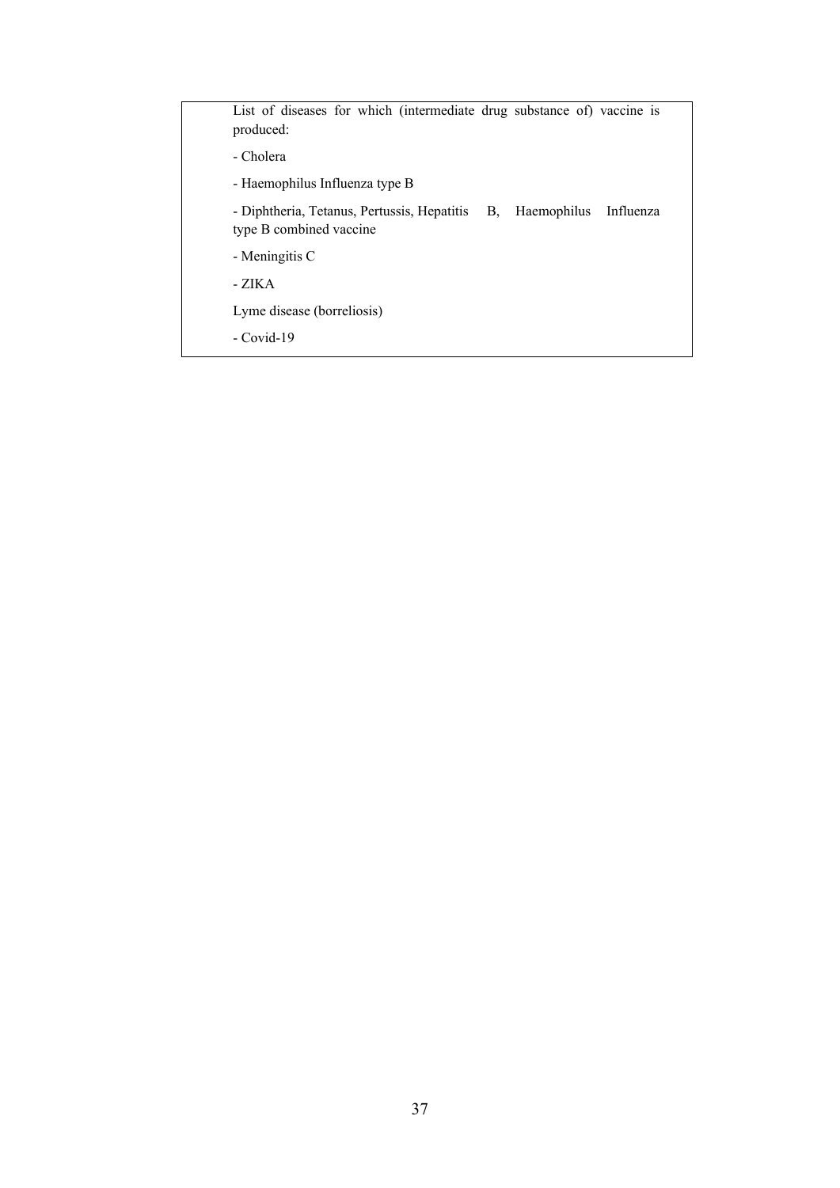List of diseases for which (intermediate drug substance of) vaccine is produced:

- Cholera

- Haemophilus Influenza type B

- Diphtheria, Tetanus, Pertussis, Hepatitis B, Haemophilus Influenza type B combined vaccine

- Meningitis C

- ZIKA

Lyme disease (borreliosis)

- Covid-19